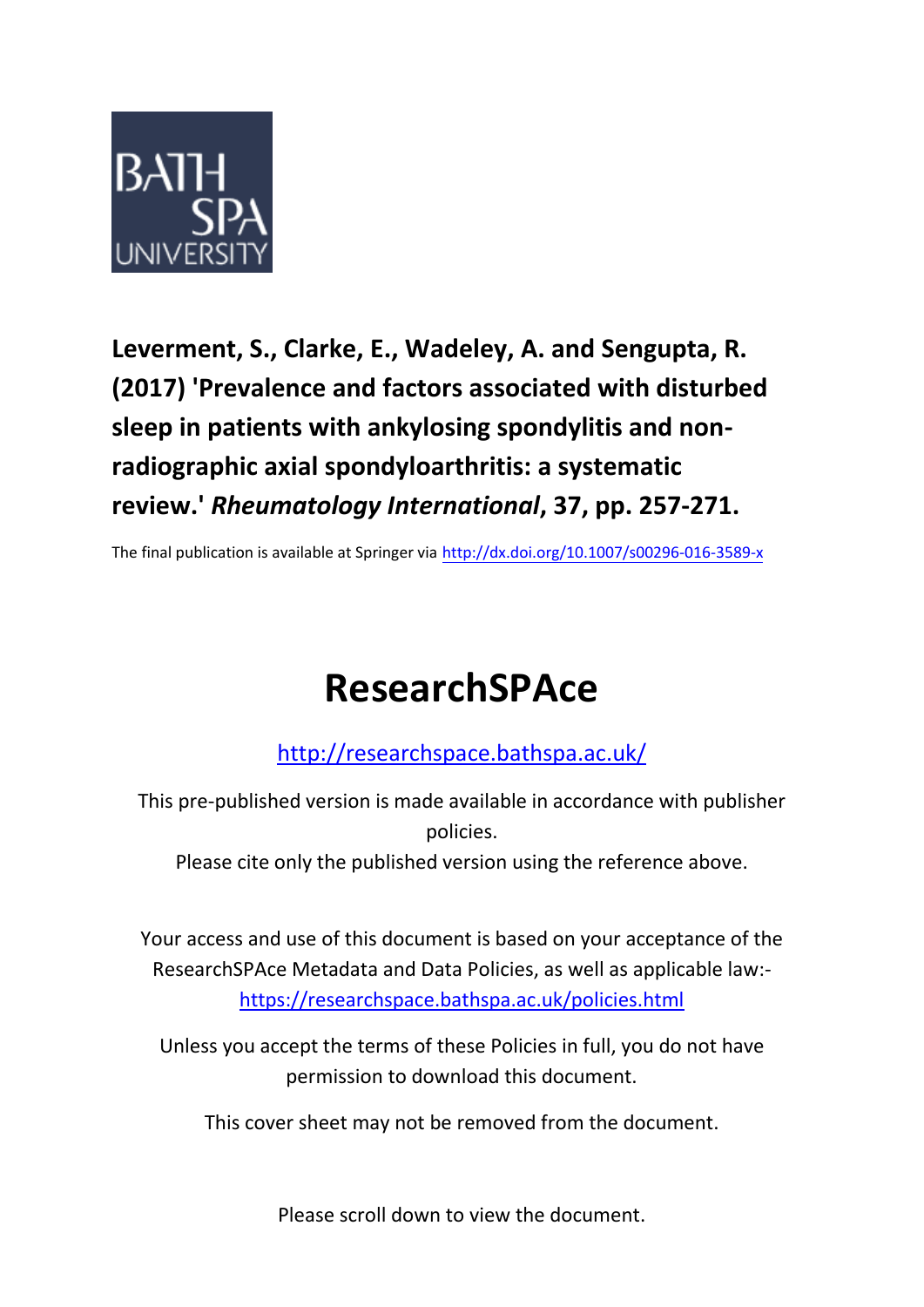BATH SPA UNIVERSITY

**Leverment, S., Clarke, E., Wadeley, A. and Sengupta, R. (2017) 'Prevalence and factors associated with disturbed sleep in patients with ankylosing spondylitis and non-radiographic axial spondyloarthritis: a systematic review.' *Rheumatology International*, 37, pp. 257-271.**

The final publication is available at Springer via http://dx.doi.org/10.1007/s00296-016-3589-x

# ResearchSPAce

http://researchspace.bathspa.ac.uk/

This pre-published version is made available in accordance with publisher policies.

Please cite only the published version using the reference above.

Your access and use of this document is based on your acceptance of the ResearchSPAce Metadata and Data Policies, as well as applicable law:- https://researchspace.bathspa.ac.uk/policies.html

Unless you accept the terms of these Policies in full, you do not have permission to download this document.

This cover sheet may not be removed from the document.

Please scroll down to view the document.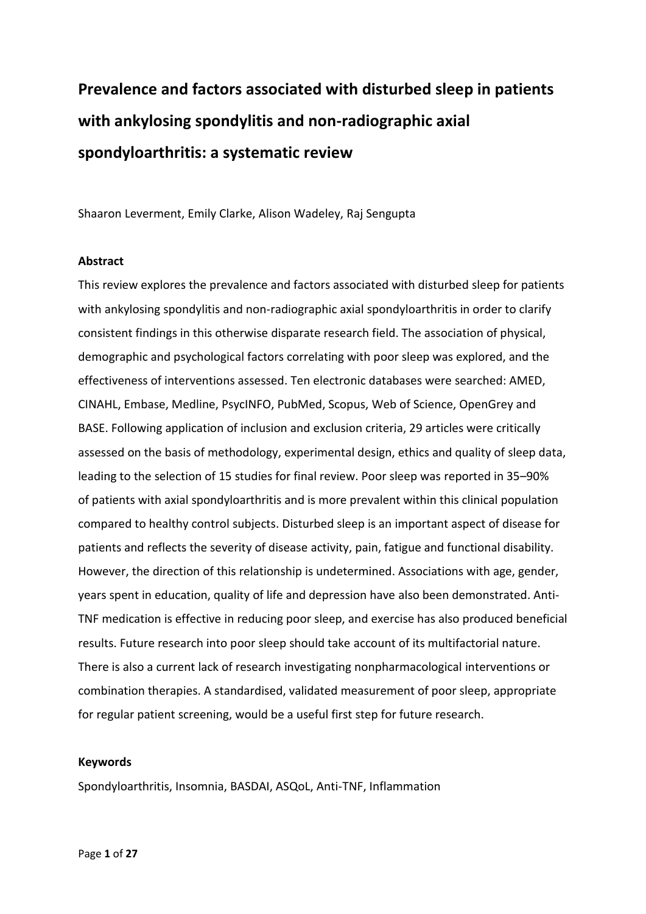# Prevalence and factors associated with disturbed sleep in patients with ankylosing spondylitis and non-radiographic axial spondyloarthritis: a systematic review

Shaaron Leverment, Emily Clarke, Alison Wadeley, Raj Sengupta

### Abstract

This review explores the prevalence and factors associated with disturbed sleep for patients with ankylosing spondylitis and non-radiographic axial spondyloarthritis in order to clarify consistent findings in this otherwise disparate research field. The association of physical, demographic and psychological factors correlating with poor sleep was explored, and the effectiveness of interventions assessed. Ten electronic databases were searched: AMED, CINAHL, Embase, Medline, PsycINFO, PubMed, Scopus, Web of Science, OpenGrey and BASE. Following application of inclusion and exclusion criteria, 29 articles were critically assessed on the basis of methodology, experimental design, ethics and quality of sleep data, leading to the selection of 15 studies for final review. Poor sleep was reported in 35–90% of patients with axial spondyloarthritis and is more prevalent within this clinical population compared to healthy control subjects. Disturbed sleep is an important aspect of disease for patients and reflects the severity of disease activity, pain, fatigue and functional disability. However, the direction of this relationship is undetermined. Associations with age, gender, years spent in education, quality of life and depression have also been demonstrated. Anti-TNF medication is effective in reducing poor sleep, and exercise has also produced beneficial results. Future research into poor sleep should take account of its multifactorial nature. There is also a current lack of research investigating nonpharmacological interventions or combination therapies. A standardised, validated measurement of poor sleep, appropriate for regular patient screening, would be a useful first step for future research.

### Keywords

Spondyloarthritis, Insomnia, BASDAI, ASQoL, Anti-TNF, Inflammation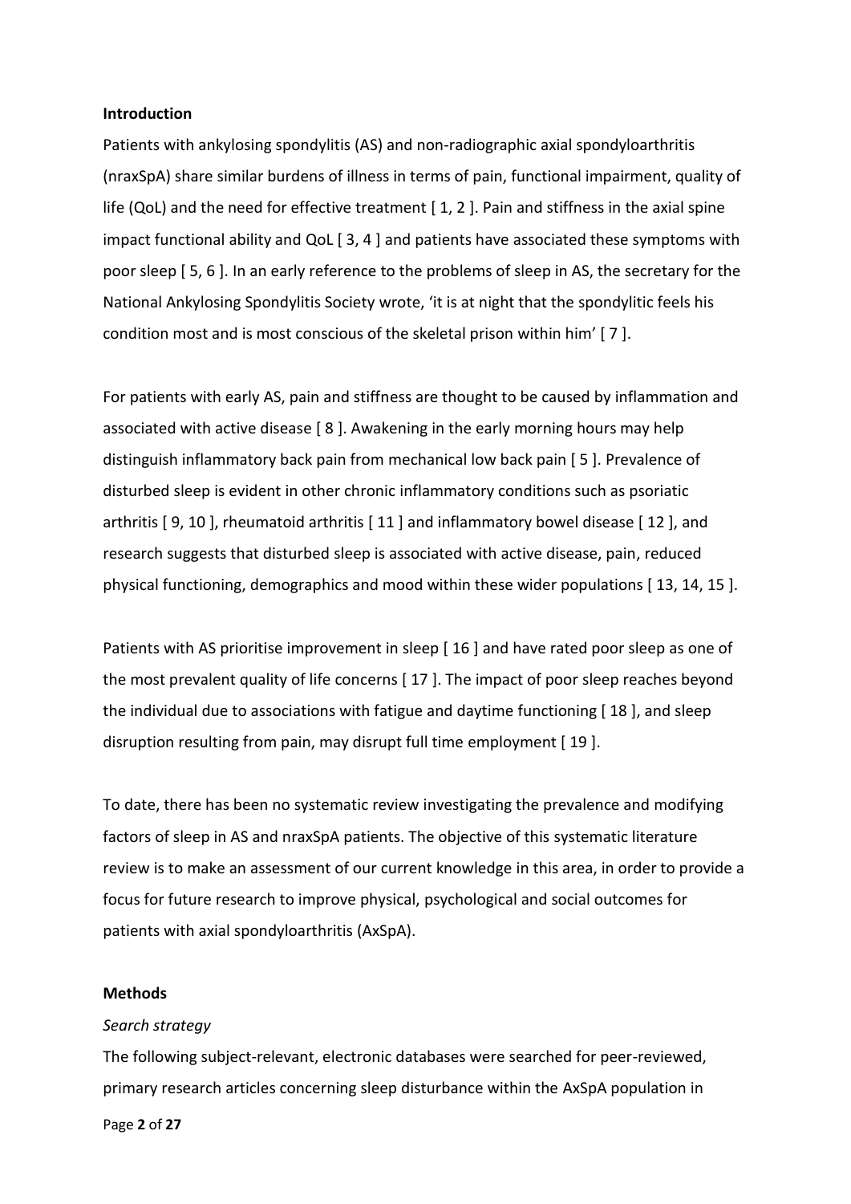**Introduction**

Patients with ankylosing spondylitis (AS) and non-radiographic axial spondyloarthritis (nraxSpA) share similar burdens of illness in terms of pain, functional impairment, quality of life (QoL) and the need for effective treatment [ 1, 2 ]. Pain and stiffness in the axial spine impact functional ability and QoL [ 3, 4 ] and patients have associated these symptoms with poor sleep [ 5, 6 ]. In an early reference to the problems of sleep in AS, the secretary for the National Ankylosing Spondylitis Society wrote, 'it is at night that the spondylitic feels his condition most and is most conscious of the skeletal prison within him' [ 7 ].

For patients with early AS, pain and stiffness are thought to be caused by inflammation and associated with active disease [ 8 ]. Awakening in the early morning hours may help distinguish inflammatory back pain from mechanical low back pain [ 5 ]. Prevalence of disturbed sleep is evident in other chronic inflammatory conditions such as psoriatic arthritis [ 9, 10 ], rheumatoid arthritis [ 11 ] and inflammatory bowel disease [ 12 ], and research suggests that disturbed sleep is associated with active disease, pain, reduced physical functioning, demographics and mood within these wider populations [ 13, 14, 15 ].

Patients with AS prioritise improvement in sleep [ 16 ] and have rated poor sleep as one of the most prevalent quality of life concerns [ 17 ]. The impact of poor sleep reaches beyond the individual due to associations with fatigue and daytime functioning [ 18 ], and sleep disruption resulting from pain, may disrupt full time employment [ 19 ].

To date, there has been no systematic review investigating the prevalence and modifying factors of sleep in AS and nraxSpA patients. The objective of this systematic literature review is to make an assessment of our current knowledge in this area, in order to provide a focus for future research to improve physical, psychological and social outcomes for patients with axial spondyloarthritis (AxSpA).

**Methods**

*Search strategy*

The following subject-relevant, electronic databases were searched for peer-reviewed, primary research articles concerning sleep disturbance within the AxSpA population in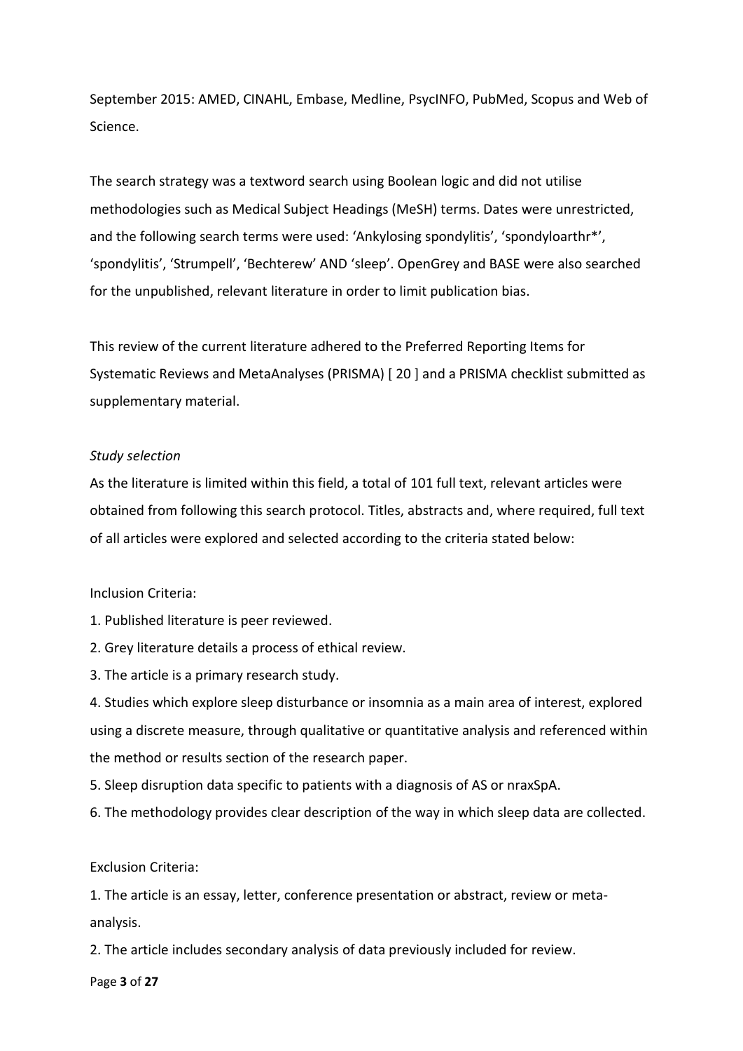September 2015: AMED, CINAHL, Embase, Medline, PsycINFO, PubMed, Scopus and Web of Science.

The search strategy was a textword search using Boolean logic and did not utilise methodologies such as Medical Subject Headings (MeSH) terms. Dates were unrestricted, and the following search terms were used: 'Ankylosing spondylitis', 'spondyloarthr*', 'spondylitis', 'Strumpell', 'Bechterew' AND 'sleep'. OpenGrey and BASE were also searched for the unpublished, relevant literature in order to limit publication bias.

This review of the current literature adhered to the Preferred Reporting Items for Systematic Reviews and MetaAnalyses (PRISMA) [ 20 ] and a PRISMA checklist submitted as supplementary material.

*Study selection*

As the literature is limited within this field, a total of 101 full text, relevant articles were obtained from following this search protocol. Titles, abstracts and, where required, full text of all articles were explored and selected according to the criteria stated below:

Inclusion Criteria:

1. Published literature is peer reviewed.
2. Grey literature details a process of ethical review.
3. The article is a primary research study.
4. Studies which explore sleep disturbance or insomnia as a main area of interest, explored using a discrete measure, through qualitative or quantitative analysis and referenced within the method or results section of the research paper.
5. Sleep disruption data specific to patients with a diagnosis of AS or nraxSpA.
6. The methodology provides clear description of the way in which sleep data are collected.

Exclusion Criteria:

1. The article is an essay, letter, conference presentation or abstract, review or meta-analysis.
2. The article includes secondary analysis of data previously included for review.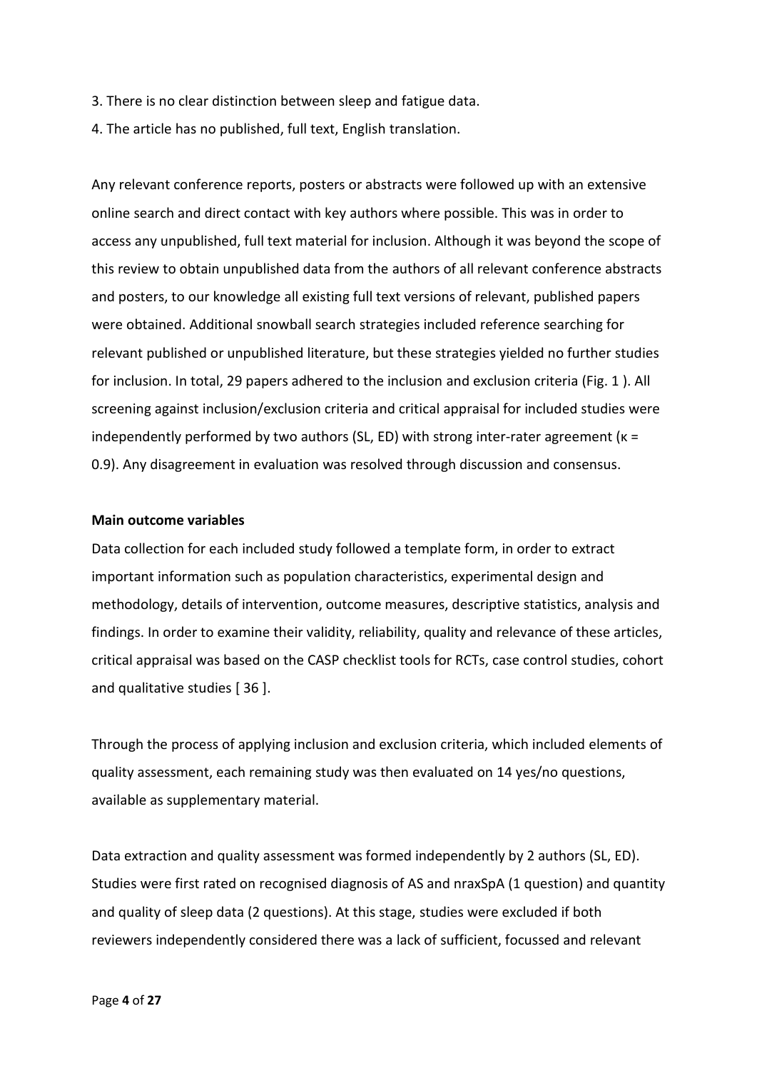3. There is no clear distinction between sleep and fatigue data.

4. The article has no published, full text, English translation.

Any relevant conference reports, posters or abstracts were followed up with an extensive online search and direct contact with key authors where possible. This was in order to access any unpublished, full text material for inclusion. Although it was beyond the scope of this review to obtain unpublished data from the authors of all relevant conference abstracts and posters, to our knowledge all existing full text versions of relevant, published papers were obtained. Additional snowball search strategies included reference searching for relevant published or unpublished literature, but these strategies yielded no further studies for inclusion. In total, 29 papers adhered to the inclusion and exclusion criteria (Fig. 1 ). All screening against inclusion/exclusion criteria and critical appraisal for included studies were independently performed by two authors (SL, ED) with strong inter-rater agreement ($\kappa$ = 0.9). Any disagreement in evaluation was resolved through discussion and consensus.

**Main outcome variables**

Data collection for each included study followed a template form, in order to extract important information such as population characteristics, experimental design and methodology, details of intervention, outcome measures, descriptive statistics, analysis and findings. In order to examine their validity, reliability, quality and relevance of these articles, critical appraisal was based on the CASP checklist tools for RCTs, case control studies, cohort and qualitative studies [ 36 ].

Through the process of applying inclusion and exclusion criteria, which included elements of quality assessment, each remaining study was then evaluated on 14 yes/no questions, available as supplementary material.

Data extraction and quality assessment was formed independently by 2 authors (SL, ED). Studies were first rated on recognised diagnosis of AS and nraxSpA (1 question) and quantity and quality of sleep data (2 questions). At this stage, studies were excluded if both reviewers independently considered there was a lack of sufficient, focussed and relevant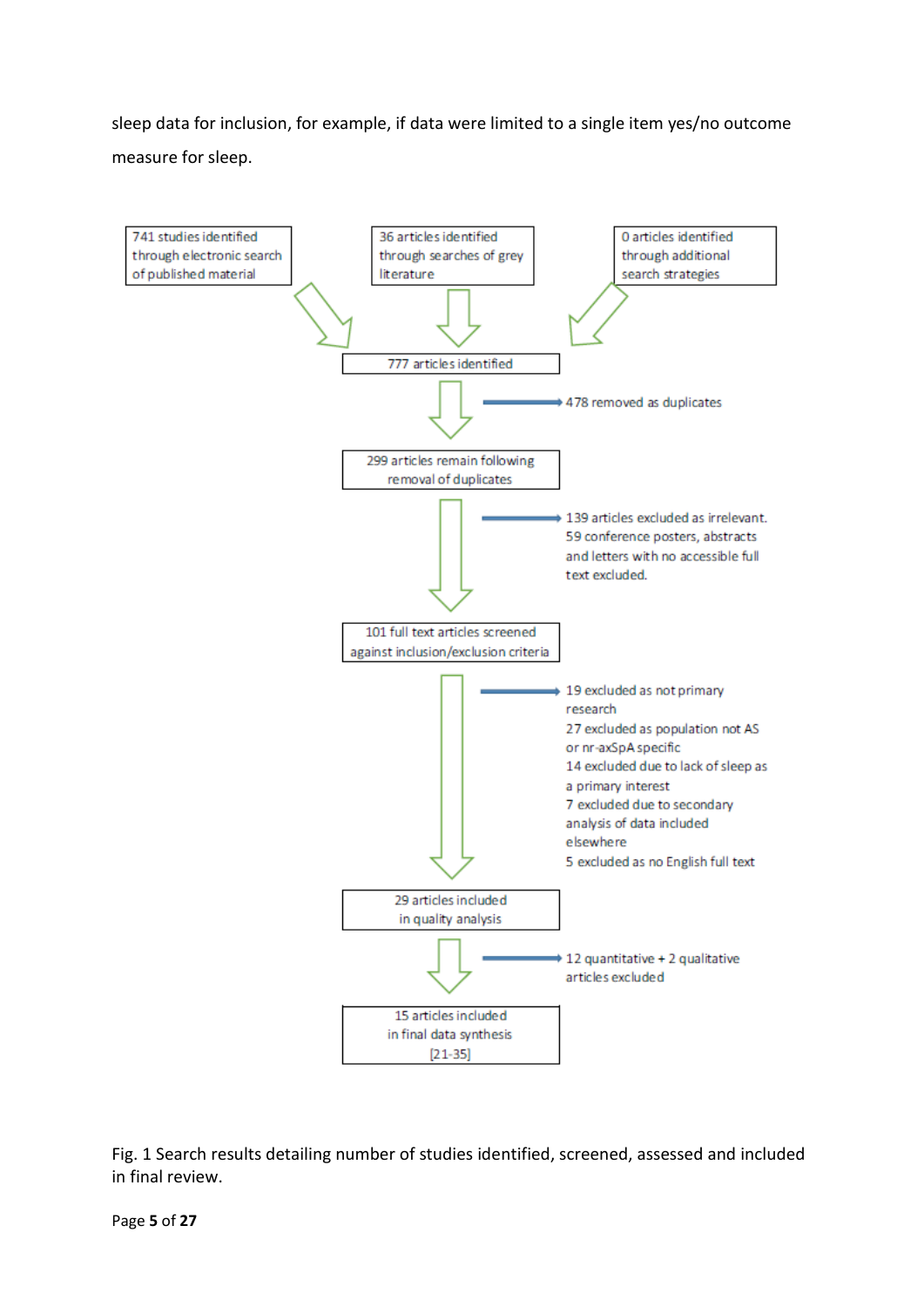sleep data for inclusion, for example, if data were limited to a single item yes/no outcome measure for sleep.

741 studies identified through electronic search of published material

36 articles identified through searches of grey literature

0 articles identified through additional search strategies

777 articles identified

478 removed as duplicates

299 articles remain following removal of duplicates

139 articles excluded as irrelevant. 59 conference posters, abstracts and letters with no accessible full text excluded.

101 full text articles screened against inclusion/exclusion criteria

19 excluded as not primary research
27 excluded as population not AS or nr-axSpA specific
14 excluded due to lack of sleep as a primary interest
7 excluded due to secondary analysis of data included elsewhere
5 excluded as no English full text

29 articles included in quality analysis

12 quantitative + 2 qualitative articles excluded

15 articles included in final data synthesis [21-35]

Fig. 1 Search results detailing number of studies identified, screened, assessed and included in final review.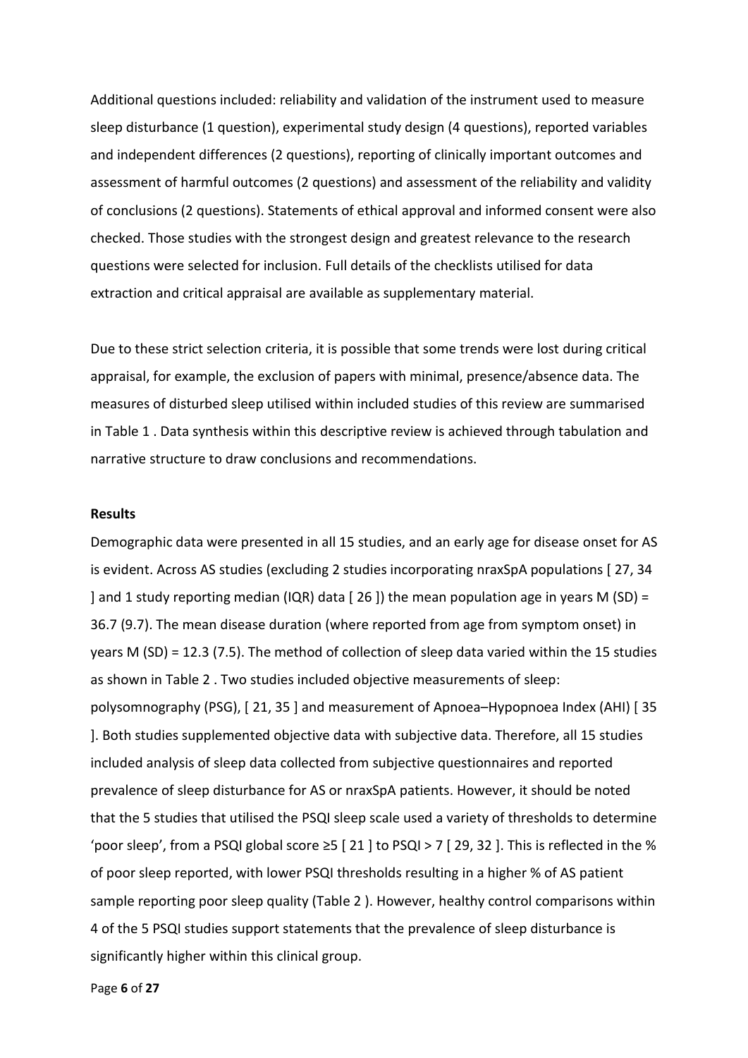Additional questions included: reliability and validation of the instrument used to measure sleep disturbance (1 question), experimental study design (4 questions), reported variables and independent differences (2 questions), reporting of clinically important outcomes and assessment of harmful outcomes (2 questions) and assessment of the reliability and validity of conclusions (2 questions). Statements of ethical approval and informed consent were also checked. Those studies with the strongest design and greatest relevance to the research questions were selected for inclusion. Full details of the checklists utilised for data extraction and critical appraisal are available as supplementary material.

Due to these strict selection criteria, it is possible that some trends were lost during critical appraisal, for example, the exclusion of papers with minimal, presence/absence data. The measures of disturbed sleep utilised within included studies of this review are summarised in Table 1 . Data synthesis within this descriptive review is achieved through tabulation and narrative structure to draw conclusions and recommendations.

**Results**

Demographic data were presented in all 15 studies, and an early age for disease onset for AS is evident. Across AS studies (excluding 2 studies incorporating nraxSpA populations [ 27, 34 ] and 1 study reporting median (IQR) data [ 26 ]) the mean population age in years M (SD) = 36.7 (9.7). The mean disease duration (where reported from age from symptom onset) in years M (SD) = 12.3 (7.5). The method of collection of sleep data varied within the 15 studies as shown in Table 2 . Two studies included objective measurements of sleep: polysomnography (PSG), [ 21, 35 ] and measurement of Apnoea–Hypopnoea Index (AHI) [ 35 ]. Both studies supplemented objective data with subjective data. Therefore, all 15 studies included analysis of sleep data collected from subjective questionnaires and reported prevalence of sleep disturbance for AS or nraxSpA patients. However, it should be noted that the 5 studies that utilised the PSQI sleep scale used a variety of thresholds to determine 'poor sleep', from a PSQI global score ≥5 [ 21 ] to PSQI > 7 [ 29, 32 ]. This is reflected in the % of poor sleep reported, with lower PSQI thresholds resulting in a higher % of AS patient sample reporting poor sleep quality (Table 2 ). However, healthy control comparisons within 4 of the 5 PSQI studies support statements that the prevalence of sleep disturbance is significantly higher within this clinical group.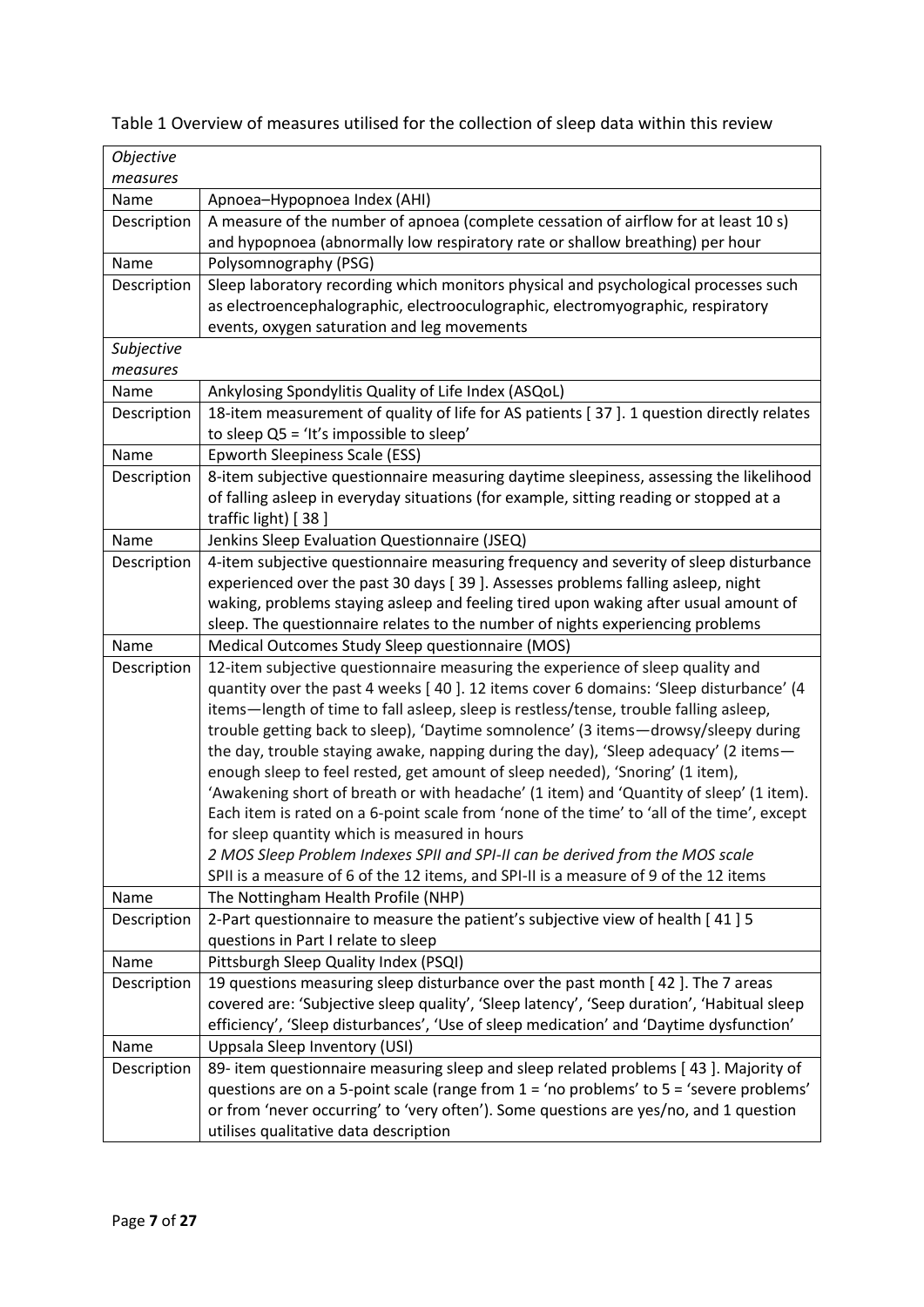Table 1 Overview of measures utilised for the collection of sleep data within this review

| *Objective measures* | |
|---|---|
| Name | Apnoea–Hypopnoea Index (AHI) |
| Description | A measure of the number of apnoea (complete cessation of airflow for at least 10 s) and hypopnoea (abnormally low respiratory rate or shallow breathing) per hour |
| Name | Polysomnography (PSG) |
| Description | Sleep laboratory recording which monitors physical and psychological processes such as electroencephalographic, electrooculographic, electromyographic, respiratory events, oxygen saturation and leg movements |
| *Subjective measures* | |
| Name | Ankylosing Spondylitis Quality of Life Index (ASQoL) |
| Description | 18-item measurement of quality of life for AS patients [ 37 ]. 1 question directly relates to sleep Q5 = 'It's impossible to sleep' |
| Name | Epworth Sleepiness Scale (ESS) |
| Description | 8-item subjective questionnaire measuring daytime sleepiness, assessing the likelihood of falling asleep in everyday situations (for example, sitting reading or stopped at a traffic light) [ 38 ] |
| Name | Jenkins Sleep Evaluation Questionnaire (JSEQ) |
| Description | 4-item subjective questionnaire measuring frequency and severity of sleep disturbance experienced over the past 30 days [ 39 ]. Assesses problems falling asleep, night waking, problems staying asleep and feeling tired upon waking after usual amount of sleep. The questionnaire relates to the number of nights experiencing problems |
| Name | Medical Outcomes Study Sleep questionnaire (MOS) |
| Description | 12-item subjective questionnaire measuring the experience of sleep quality and quantity over the past 4 weeks [ 40 ]. 12 items cover 6 domains: 'Sleep disturbance' (4 items—length of time to fall asleep, sleep is restless/tense, trouble falling asleep, trouble getting back to sleep), 'Daytime somnolence' (3 items—drowsy/sleepy during the day, trouble staying awake, napping during the day), 'Sleep adequacy' (2 items—enough sleep to feel rested, get amount of sleep needed), 'Snoring' (1 item), 'Awakening short of breath or with headache' (1 item) and 'Quantity of sleep' (1 item). Each item is rated on a 6-point scale from 'none of the time' to 'all of the time', except for sleep quantity which is measured in hours<br>*2 MOS Sleep Problem Indexes SPII and SPI-II can be derived from the MOS scale*<br>SPII is a measure of 6 of the 12 items, and SPI-II is a measure of 9 of the 12 items |
| Name | The Nottingham Health Profile (NHP) |
| Description | 2-Part questionnaire to measure the patient's subjective view of health [ 41 ] 5 questions in Part I relate to sleep |
| Name | Pittsburgh Sleep Quality Index (PSQI) |
| Description | 19 questions measuring sleep disturbance over the past month [ 42 ]. The 7 areas covered are: 'Subjective sleep quality', 'Sleep latency', 'Seep duration', 'Habitual sleep efficiency', 'Sleep disturbances', 'Use of sleep medication' and 'Daytime dysfunction' |
| Name | Uppsala Sleep Inventory (USI) |
| Description | 89- item questionnaire measuring sleep and sleep related problems [ 43 ]. Majority of questions are on a 5-point scale (range from 1 = 'no problems' to 5 = 'severe problems' or from 'never occurring' to 'very often'). Some questions are yes/no, and 1 question utilises qualitative data description |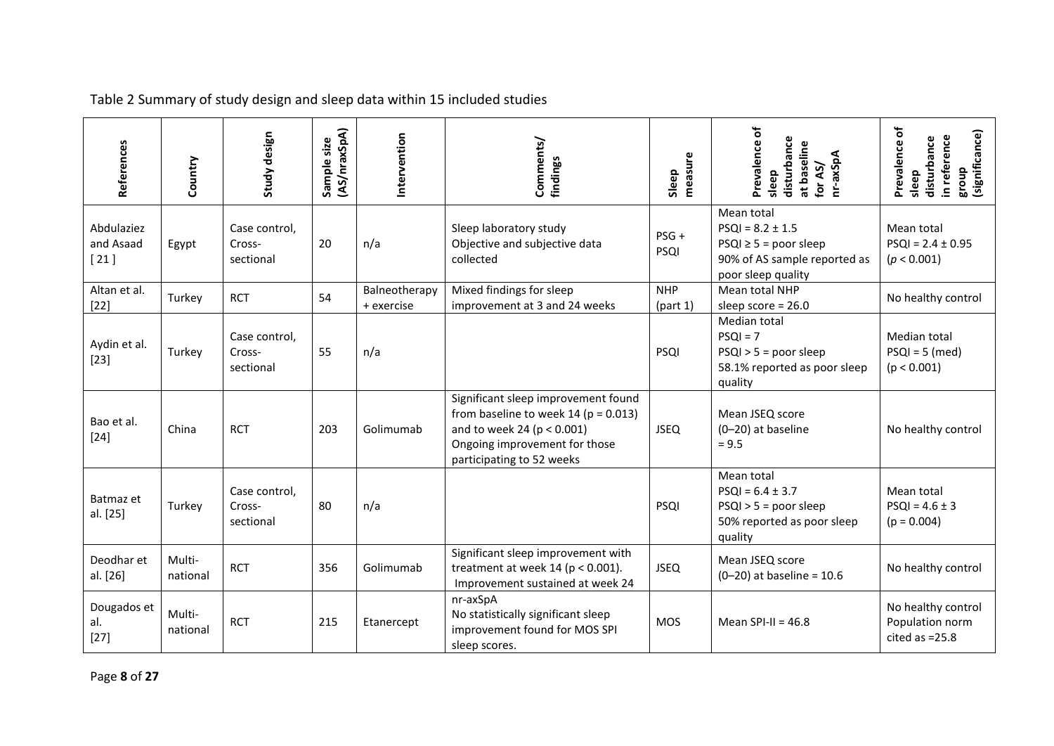Table 2 Summary of study design and sleep data within 15 included studies

| References | Country | Study design | Sample size (AS/nraxSpA) | Intervention | Comments/ findings | Sleep measure | Prevalence of sleep disturbance at baseline for AS/ nr-axSpA | Prevalence of sleep disturbance in reference group (significance) |
|---|---|---|---|---|---|---|---|---|
| Abdulaziez and Asaad [ 21 ] | Egypt | Case control, Cross-sectional | 20 | n/a | Sleep laboratory study<br>Objective and subjective data collected | PSG + PSQI | Mean total PSQI = 8.2 ± 1.5<br>PSQI ≥ 5 = poor sleep<br>90% of AS sample reported as poor sleep quality | Mean total PSQI = 2.4 ± 0.95 (*p* < 0.001) |
| Altan et al. [22] | Turkey | RCT | 54 | Balneotherapy + exercise | Mixed findings for sleep improvement at 3 and 24 weeks | NHP (part 1) | Mean total NHP sleep score = 26.0 | No healthy control |
| Aydin et al. [23] | Turkey | Case control, Cross-sectional | 55 | n/a | | PSQI | Median total PSQI = 7<br>PSQI > 5 = poor sleep<br>58.1% reported as poor sleep quality | Median total PSQI = 5 (med) (p < 0.001) |
| Bao et al. [24] | China | RCT | 203 | Golimumab | Significant sleep improvement found from baseline to week 14 (p = 0.013) and to week 24 (p < 0.001)<br>Ongoing improvement for those participating to 52 weeks | JSEQ | Mean JSEQ score (0–20) at baseline = 9.5 | No healthy control |
| Batmaz et al. [25] | Turkey | Case control, Cross-sectional | 80 | n/a | | PSQI | Mean total PSQI = 6.4 ± 3.7<br>PSQI > 5 = poor sleep<br>50% reported as poor sleep quality | Mean total PSQI = 4.6 ± 3 (p = 0.004) |
| Deodhar et al. [26] | Multi-national | RCT | 356 | Golimumab | Significant sleep improvement with treatment at week 14 (p < 0.001).<br>Improvement sustained at week 24 | JSEQ | Mean JSEQ score (0–20) at baseline = 10.6 | No healthy control |
| Dougados et al. [27] | Multi-national | RCT | 215 | Etanercept | nr-axSpA<br>No statistically significant sleep improvement found for MOS SPI sleep scores. | MOS | Mean SPI-II = 46.8 | No healthy control<br>Population norm cited as =25.8 |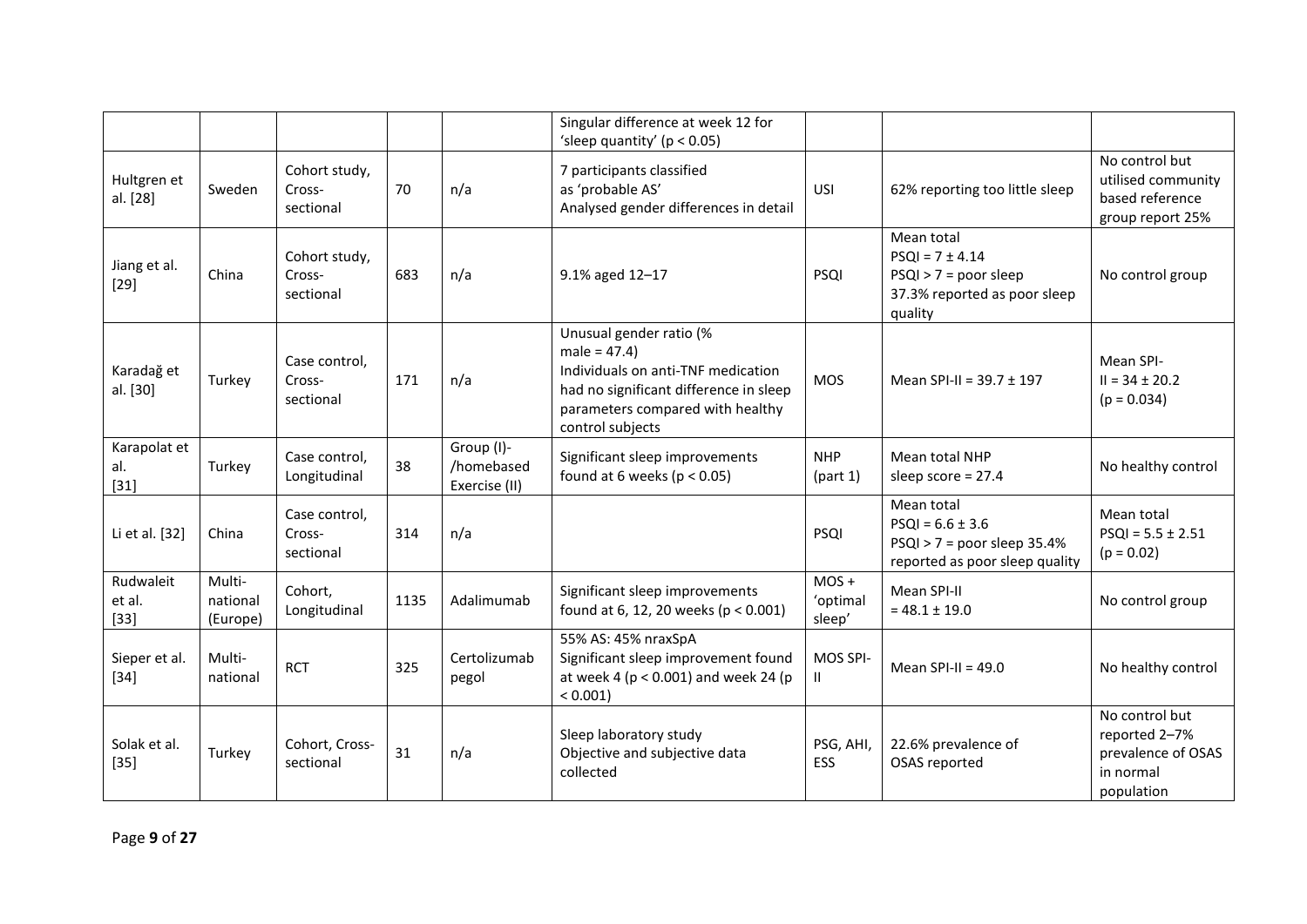| | | | | | Singular difference at week 12 for 'sleep quantity' ($p < 0.05$) | | | |
|---|---|---|---|---|---|---|---|---|
| Hultgren et al. [28] | Sweden | Cohort study, Cross-sectional | 70 | n/a | 7 participants classified as 'probable AS' Analysed gender differences in detail | USI | 62% reporting too little sleep | No control but utilised community based reference group report 25% |
| Jiang et al. [29] | China | Cohort study, Cross-sectional | 683 | n/a | 9.1% aged 12–17 | PSQI | Mean total PSQI = 7 ± 4.14 PSQI > 7 = poor sleep 37.3% reported as poor sleep quality | No control group |
| Karadağ et al. [30] | Turkey | Case control, Cross-sectional | 171 | n/a | Unusual gender ratio (% male = 47.4) Individuals on anti-TNF medication had no significant difference in sleep parameters compared with healthy control subjects | MOS | Mean SPI-II = 39.7 ± 197 | Mean SPI-II = 34 ± 20.2 ($p = 0.034$) |
| Karapolat et al. [31] | Turkey | Case control, Longitudinal | 38 | Group (I)-/homebased Exercise (II) | Significant sleep improvements found at 6 weeks ($p < 0.05$) | NHP (part 1) | Mean total NHP sleep score = 27.4 | No healthy control |
| Li et al. [32] | China | Case control, Cross-sectional | 314 | n/a | | PSQI | Mean total PSQI = 6.6 ± 3.6 PSQI > 7 = poor sleep 35.4% reported as poor sleep quality | Mean total PSQI = 5.5 ± 2.51 ($p = 0.02$) |
| Rudwaleit et al. [33] | Multi-national (Europe) | Cohort, Longitudinal | 1135 | Adalimumab | Significant sleep improvements found at 6, 12, 20 weeks ($p < 0.001$) | MOS + 'optimal sleep' | Mean SPI-II = 48.1 ± 19.0 | No control group |
| Sieper et al. [34] | Multi-national | RCT | 325 | Certolizumab pegol | 55% AS: 45% nraxSpA Significant sleep improvement found at week 4 ($p < 0.001$) and week 24 ($p < 0.001$) | MOS SPI-II | Mean SPI-II = 49.0 | No healthy control |
| Solak et al. [35] | Turkey | Cohort, Cross-sectional | 31 | n/a | Sleep laboratory study Objective and subjective data collected | PSG, AHI, ESS | 22.6% prevalence of OSAS reported | No control but reported 2–7% prevalence of OSAS in normal population |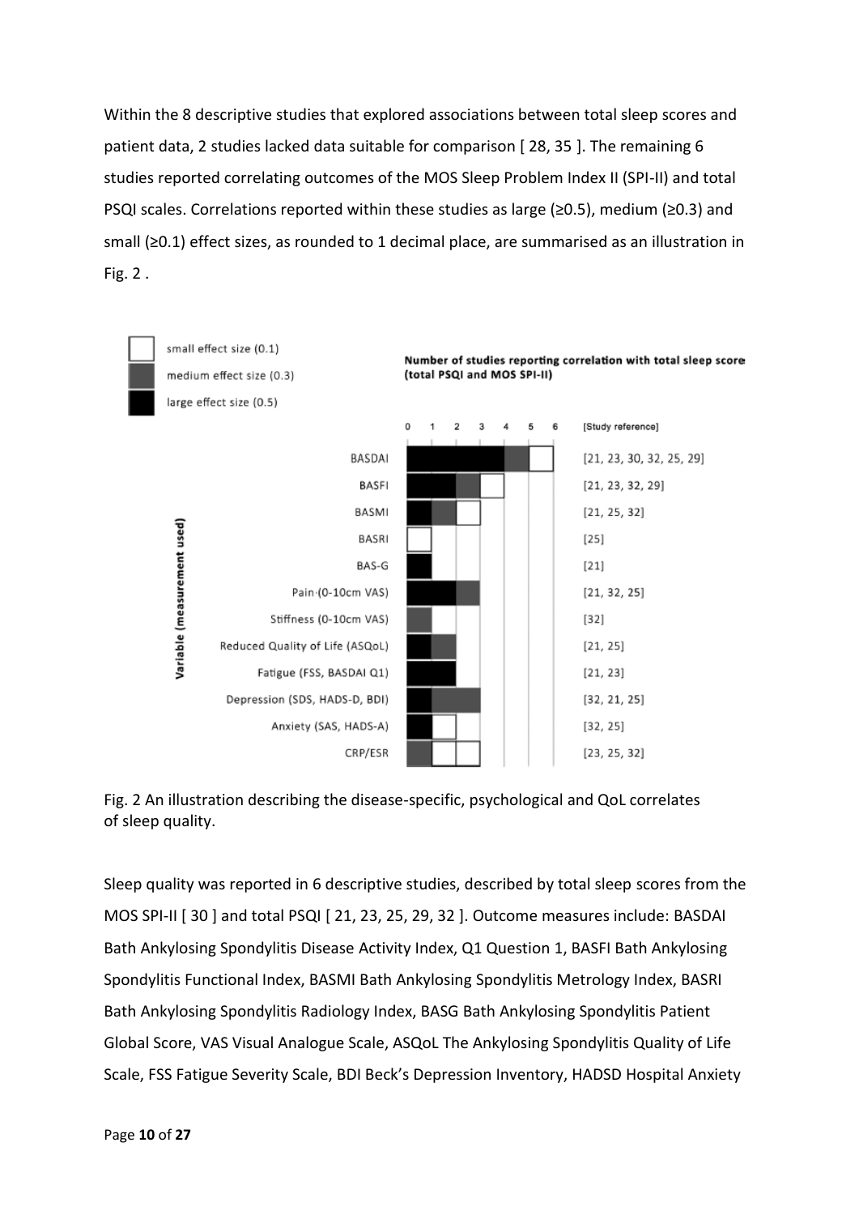Within the 8 descriptive studies that explored associations between total sleep scores and patient data, 2 studies lacked data suitable for comparison [ 28, 35 ]. The remaining 6 studies reported correlating outcomes of the MOS Sleep Problem Index II (SPI-II) and total PSQI scales. Correlations reported within these studies as large (≥0.5), medium (≥0.3) and small (≥0.1) effect sizes, as rounded to 1 decimal place, are summarised as an illustration in Fig. 2 .

Number of studies reporting correlation with total sleep score (total PSQI and MOS SPI-II)

| Variable (measurement used) | large effect size (0.5) | medium effect size (0.3) | small effect size (0.1) | [Study reference] |
|---|---|---|---|---|
| BASDAI | 4 | 1 | 1 | [21, 23, 30, 32, 25, 29] |
| BASFI | 2 | 1 | 1 | [21, 23, 32, 29] |
| BASMI | 1 | 1 | 1 | [21, 25, 32] |
| BASRI | | | 1 | [25] |
| BAS-G | 1 | | | [21] |
| Pain (0-10cm VAS) | 2 | 1 | | [21, 32, 25] |
| Stiffness (0-10cm VAS) | | 1 | | [32] |
| Reduced Quality of Life (ASQoL) | 1 | 1 | | [21, 25] |
| Fatigue (FSS, BASDAI Q1) | 2 | | | [21, 23] |
| Depression (SDS, HADS-D, BDI) | 1 | 2 | | [32, 21, 25] |
| Anxiety (SAS, HADS-A) | 1 | | 1 | [32, 25] |
| CRP/ESR | | 1 | 2 | [23, 25, 32] |

Fig. 2 An illustration describing the disease-specific, psychological and QoL correlates of sleep quality.

Sleep quality was reported in 6 descriptive studies, described by total sleep scores from the MOS SPI-II [ 30 ] and total PSQI [ 21, 23, 25, 29, 32 ]. Outcome measures include: BASDAI Bath Ankylosing Spondylitis Disease Activity Index, Q1 Question 1, BASFI Bath Ankylosing Spondylitis Functional Index, BASMI Bath Ankylosing Spondylitis Metrology Index, BASRI Bath Ankylosing Spondylitis Radiology Index, BASG Bath Ankylosing Spondylitis Patient Global Score, VAS Visual Analogue Scale, ASQoL The Ankylosing Spondylitis Quality of Life Scale, FSS Fatigue Severity Scale, BDI Beck's Depression Inventory, HADSD Hospital Anxiety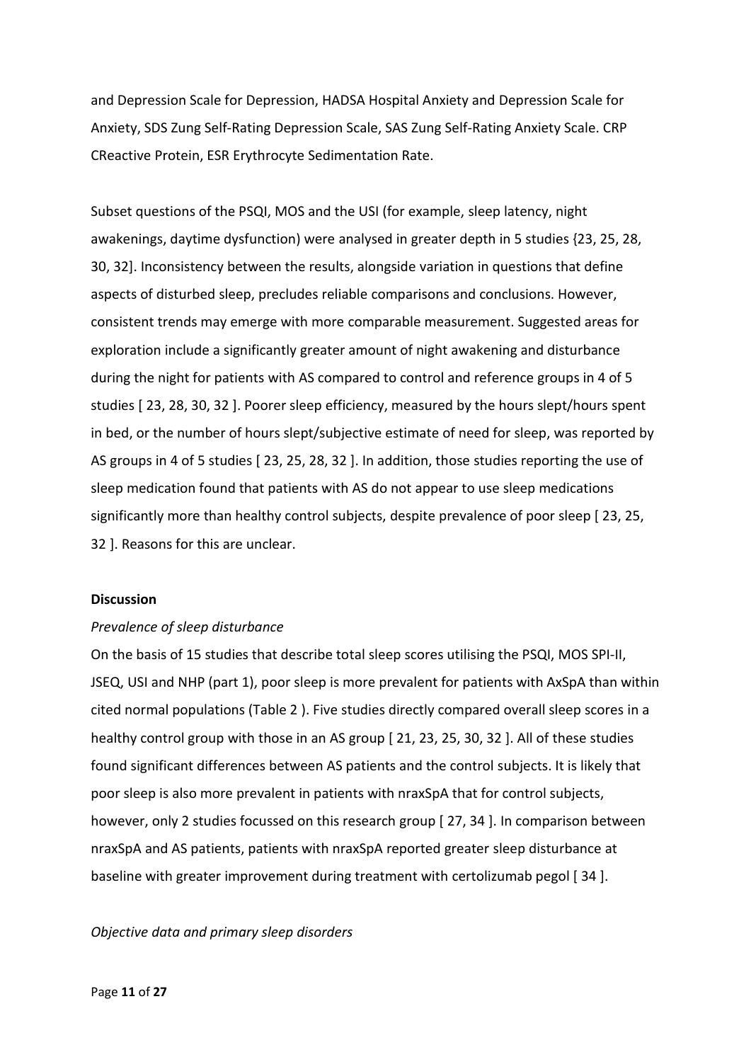and Depression Scale for Depression, HADSA Hospital Anxiety and Depression Scale for Anxiety, SDS Zung Self-Rating Depression Scale, SAS Zung Self-Rating Anxiety Scale. CRP CReactive Protein, ESR Erythrocyte Sedimentation Rate.

Subset questions of the PSQI, MOS and the USI (for example, sleep latency, night awakenings, daytime dysfunction) were analysed in greater depth in 5 studies {23, 25, 28, 30, 32]. Inconsistency between the results, alongside variation in questions that define aspects of disturbed sleep, precludes reliable comparisons and conclusions. However, consistent trends may emerge with more comparable measurement. Suggested areas for exploration include a significantly greater amount of night awakening and disturbance during the night for patients with AS compared to control and reference groups in 4 of 5 studies [ 23, 28, 30, 32 ]. Poorer sleep efficiency, measured by the hours slept/hours spent in bed, or the number of hours slept/subjective estimate of need for sleep, was reported by AS groups in 4 of 5 studies [ 23, 25, 28, 32 ]. In addition, those studies reporting the use of sleep medication found that patients with AS do not appear to use sleep medications significantly more than healthy control subjects, despite prevalence of poor sleep [ 23, 25, 32 ]. Reasons for this are unclear.

## Discussion

### *Prevalence of sleep disturbance*

On the basis of 15 studies that describe total sleep scores utilising the PSQI, MOS SPI-II, JSEQ, USI and NHP (part 1), poor sleep is more prevalent for patients with AxSpA than within cited normal populations (Table 2 ). Five studies directly compared overall sleep scores in a healthy control group with those in an AS group [ 21, 23, 25, 30, 32 ]. All of these studies found significant differences between AS patients and the control subjects. It is likely that poor sleep is also more prevalent in patients with nraxSpA that for control subjects, however, only 2 studies focussed on this research group [ 27, 34 ]. In comparison between nraxSpA and AS patients, patients with nraxSpA reported greater sleep disturbance at baseline with greater improvement during treatment with certolizumab pegol [ 34 ].

### *Objective data and primary sleep disorders*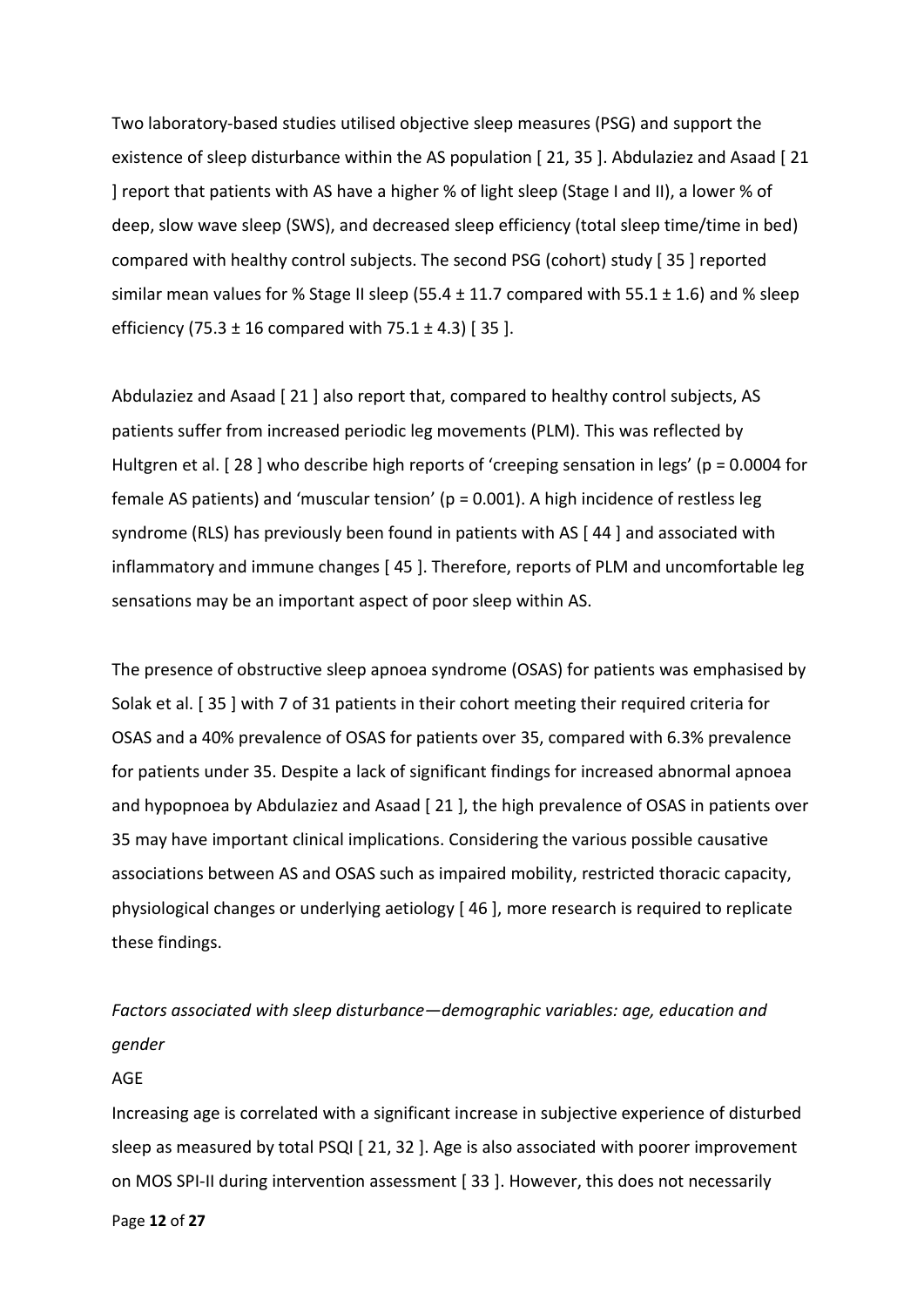Two laboratory-based studies utilised objective sleep measures (PSG) and support the existence of sleep disturbance within the AS population [ 21, 35 ]. Abdulaziez and Asaad [ 21 ] report that patients with AS have a higher % of light sleep (Stage I and II), a lower % of deep, slow wave sleep (SWS), and decreased sleep efficiency (total sleep time/time in bed) compared with healthy control subjects. The second PSG (cohort) study [ 35 ] reported similar mean values for % Stage II sleep ($55.4 \pm 11.7$ compared with $55.1 \pm 1.6$) and % sleep efficiency ($75.3 \pm 16$ compared with $75.1 \pm 4.3$) [ 35 ].

Abdulaziez and Asaad [ 21 ] also report that, compared to healthy control subjects, AS patients suffer from increased periodic leg movements (PLM). This was reflected by Hultgren et al. [ 28 ] who describe high reports of 'creeping sensation in legs' ($p = 0.0004$ for female AS patients) and 'muscular tension' ($p = 0.001$). A high incidence of restless leg syndrome (RLS) has previously been found in patients with AS [ 44 ] and associated with inflammatory and immune changes [ 45 ]. Therefore, reports of PLM and uncomfortable leg sensations may be an important aspect of poor sleep within AS.

The presence of obstructive sleep apnoea syndrome (OSAS) for patients was emphasised by Solak et al. [ 35 ] with 7 of 31 patients in their cohort meeting their required criteria for OSAS and a 40% prevalence of OSAS for patients over 35, compared with 6.3% prevalence for patients under 35. Despite a lack of significant findings for increased abnormal apnoea and hypopnoea by Abdulaziez and Asaad [ 21 ], the high prevalence of OSAS in patients over 35 may have important clinical implications. Considering the various possible causative associations between AS and OSAS such as impaired mobility, restricted thoracic capacity, physiological changes or underlying aetiology [ 46 ], more research is required to replicate these findings.

*Factors associated with sleep disturbance—demographic variables: age, education and gender*

AGE

Increasing age is correlated with a significant increase in subjective experience of disturbed sleep as measured by total PSQI [ 21, 32 ]. Age is also associated with poorer improvement on MOS SPI-II during intervention assessment [ 33 ]. However, this does not necessarily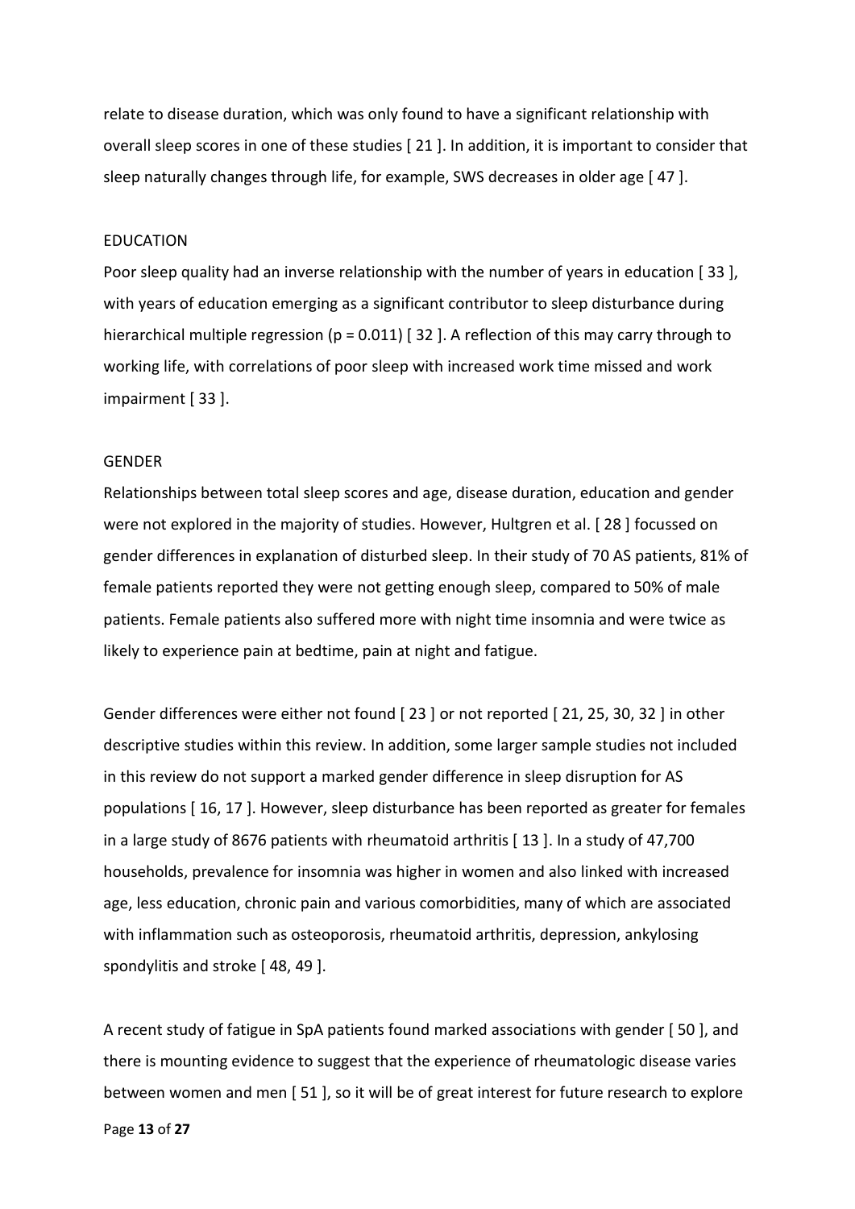relate to disease duration, which was only found to have a significant relationship with overall sleep scores in one of these studies [ 21 ]. In addition, it is important to consider that sleep naturally changes through life, for example, SWS decreases in older age [ 47 ].

## EDUCATION

Poor sleep quality had an inverse relationship with the number of years in education [ 33 ], with years of education emerging as a significant contributor to sleep disturbance during hierarchical multiple regression ($p = 0.011$) [ 32 ]. A reflection of this may carry through to working life, with correlations of poor sleep with increased work time missed and work impairment [ 33 ].

## GENDER

Relationships between total sleep scores and age, disease duration, education and gender were not explored in the majority of studies. However, Hultgren et al. [ 28 ] focussed on gender differences in explanation of disturbed sleep. In their study of 70 AS patients, 81% of female patients reported they were not getting enough sleep, compared to 50% of male patients. Female patients also suffered more with night time insomnia and were twice as likely to experience pain at bedtime, pain at night and fatigue.

Gender differences were either not found [ 23 ] or not reported [ 21, 25, 30, 32 ] in other descriptive studies within this review. In addition, some larger sample studies not included in this review do not support a marked gender difference in sleep disruption for AS populations [ 16, 17 ]. However, sleep disturbance has been reported as greater for females in a large study of 8676 patients with rheumatoid arthritis [ 13 ]. In a study of 47,700 households, prevalence for insomnia was higher in women and also linked with increased age, less education, chronic pain and various comorbidities, many of which are associated with inflammation such as osteoporosis, rheumatoid arthritis, depression, ankylosing spondylitis and stroke [ 48, 49 ].

A recent study of fatigue in SpA patients found marked associations with gender [ 50 ], and there is mounting evidence to suggest that the experience of rheumatologic disease varies between women and men [ 51 ], so it will be of great interest for future research to explore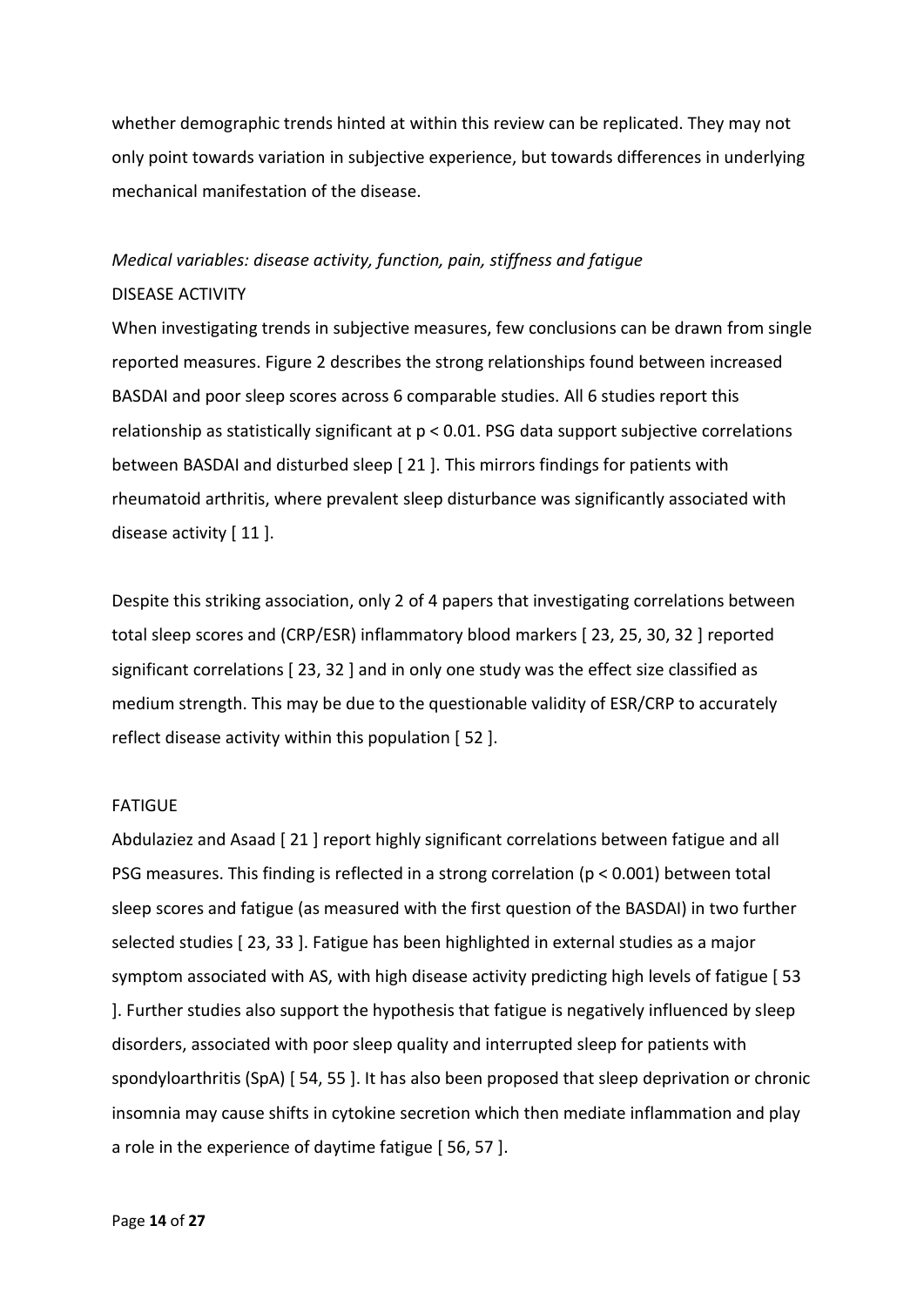whether demographic trends hinted at within this review can be replicated. They may not only point towards variation in subjective experience, but towards differences in underlying mechanical manifestation of the disease.

*Medical variables: disease activity, function, pain, stiffness and fatigue*

DISEASE ACTIVITY

When investigating trends in subjective measures, few conclusions can be drawn from single reported measures. Figure 2 describes the strong relationships found between increased BASDAI and poor sleep scores across 6 comparable studies. All 6 studies report this relationship as statistically significant at $p < 0.01$. PSG data support subjective correlations between BASDAI and disturbed sleep [ 21 ]. This mirrors findings for patients with rheumatoid arthritis, where prevalent sleep disturbance was significantly associated with disease activity [ 11 ].

Despite this striking association, only 2 of 4 papers that investigating correlations between total sleep scores and (CRP/ESR) inflammatory blood markers [ 23, 25, 30, 32 ] reported significant correlations [ 23, 32 ] and in only one study was the effect size classified as medium strength. This may be due to the questionable validity of ESR/CRP to accurately reflect disease activity within this population [ 52 ].

FATIGUE

Abdulaziez and Asaad [ 21 ] report highly significant correlations between fatigue and all PSG measures. This finding is reflected in a strong correlation ($p < 0.001$) between total sleep scores and fatigue (as measured with the first question of the BASDAI) in two further selected studies [ 23, 33 ]. Fatigue has been highlighted in external studies as a major symptom associated with AS, with high disease activity predicting high levels of fatigue [ 53 ]. Further studies also support the hypothesis that fatigue is negatively influenced by sleep disorders, associated with poor sleep quality and interrupted sleep for patients with spondyloarthritis (SpA) [ 54, 55 ]. It has also been proposed that sleep deprivation or chronic insomnia may cause shifts in cytokine secretion which then mediate inflammation and play a role in the experience of daytime fatigue [ 56, 57 ].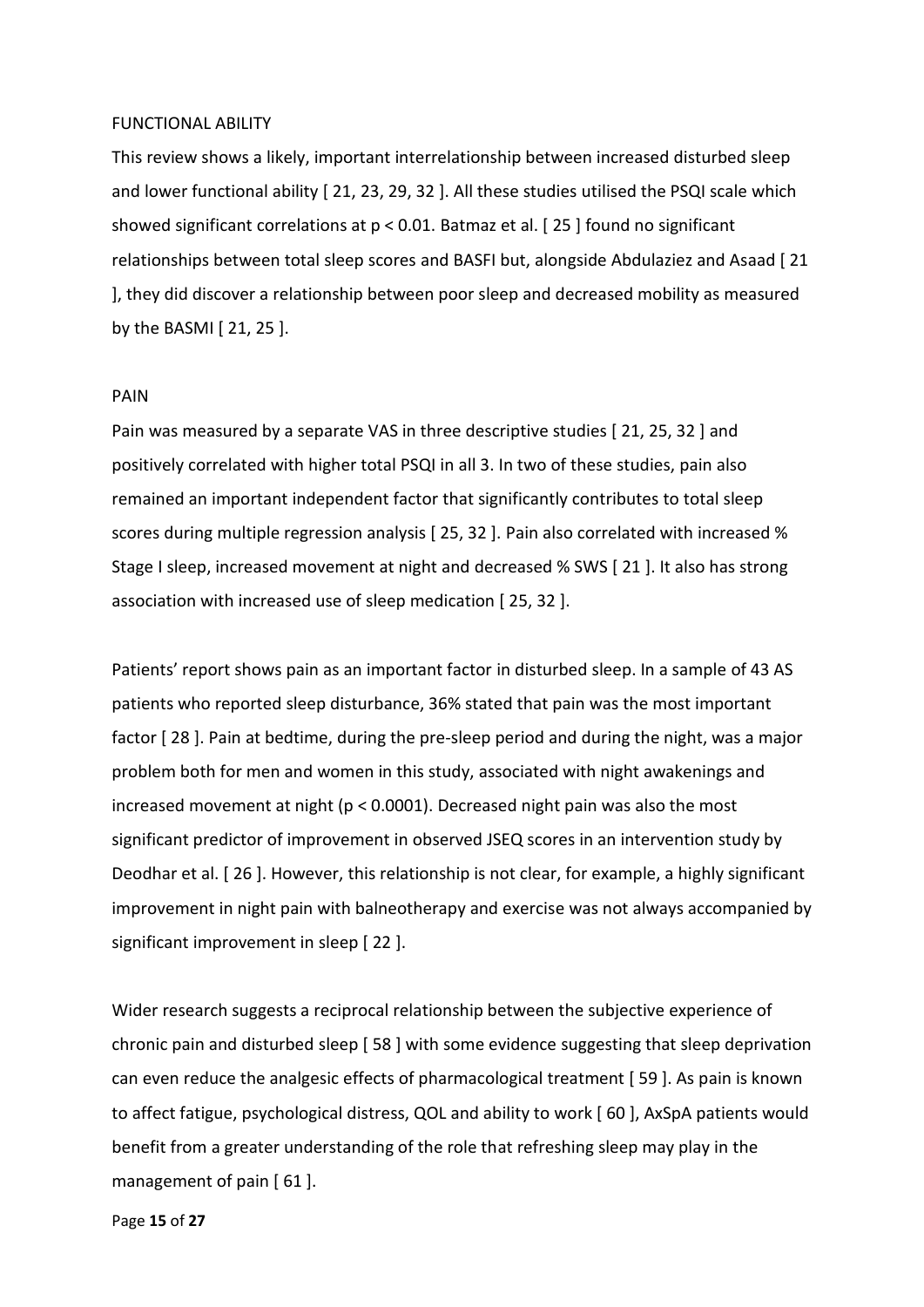## FUNCTIONAL ABILITY

This review shows a likely, important interrelationship between increased disturbed sleep and lower functional ability [ 21, 23, 29, 32 ]. All these studies utilised the PSQI scale which showed significant correlations at $p < 0.01$. Batmaz et al. [ 25 ] found no significant relationships between total sleep scores and BASFI but, alongside Abdulaziez and Asaad [ 21 ], they did discover a relationship between poor sleep and decreased mobility as measured by the BASMI [ 21, 25 ].

## PAIN

Pain was measured by a separate VAS in three descriptive studies [ 21, 25, 32 ] and positively correlated with higher total PSQI in all 3. In two of these studies, pain also remained an important independent factor that significantly contributes to total sleep scores during multiple regression analysis [ 25, 32 ]. Pain also correlated with increased % Stage I sleep, increased movement at night and decreased % SWS [ 21 ]. It also has strong association with increased use of sleep medication [ 25, 32 ].

Patients' report shows pain as an important factor in disturbed sleep. In a sample of 43 AS patients who reported sleep disturbance, 36% stated that pain was the most important factor [ 28 ]. Pain at bedtime, during the pre-sleep period and during the night, was a major problem both for men and women in this study, associated with night awakenings and increased movement at night ($p < 0.0001$). Decreased night pain was also the most significant predictor of improvement in observed JSEQ scores in an intervention study by Deodhar et al. [ 26 ]. However, this relationship is not clear, for example, a highly significant improvement in night pain with balneotherapy and exercise was not always accompanied by significant improvement in sleep [ 22 ].

Wider research suggests a reciprocal relationship between the subjective experience of chronic pain and disturbed sleep [ 58 ] with some evidence suggesting that sleep deprivation can even reduce the analgesic effects of pharmacological treatment [ 59 ]. As pain is known to affect fatigue, psychological distress, QOL and ability to work [ 60 ], AxSpA patients would benefit from a greater understanding of the role that refreshing sleep may play in the management of pain [ 61 ].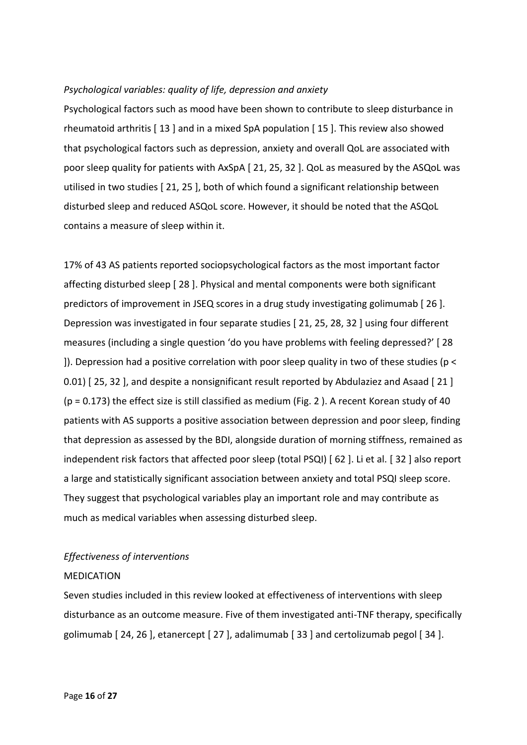*Psychological variables: quality of life, depression and anxiety*

Psychological factors such as mood have been shown to contribute to sleep disturbance in rheumatoid arthritis [ 13 ] and in a mixed SpA population [ 15 ]. This review also showed that psychological factors such as depression, anxiety and overall QoL are associated with poor sleep quality for patients with AxSpA [ 21, 25, 32 ]. QoL as measured by the ASQoL was utilised in two studies [ 21, 25 ], both of which found a significant relationship between disturbed sleep and reduced ASQoL score. However, it should be noted that the ASQoL contains a measure of sleep within it.

17% of 43 AS patients reported sociopsychological factors as the most important factor affecting disturbed sleep [ 28 ]. Physical and mental components were both significant predictors of improvement in JSEQ scores in a drug study investigating golimumab [ 26 ]. Depression was investigated in four separate studies [ 21, 25, 28, 32 ] using four different measures (including a single question 'do you have problems with feeling depressed?' [ 28 ]). Depression had a positive correlation with poor sleep quality in two of these studies ($p < 0.01$) [ 25, 32 ], and despite a nonsignificant result reported by Abdulaziez and Asaad [ 21 ] ($p = 0.173$) the effect size is still classified as medium (Fig. 2 ). A recent Korean study of 40 patients with AS supports a positive association between depression and poor sleep, finding that depression as assessed by the BDI, alongside duration of morning stiffness, remained as independent risk factors that affected poor sleep (total PSQI) [ 62 ]. Li et al. [ 32 ] also report a large and statistically significant association between anxiety and total PSQI sleep score. They suggest that psychological variables play an important role and may contribute as much as medical variables when assessing disturbed sleep.

*Effectiveness of interventions*

MEDICATION

Seven studies included in this review looked at effectiveness of interventions with sleep disturbance as an outcome measure. Five of them investigated anti-TNF therapy, specifically golimumab [ 24, 26 ], etanercept [ 27 ], adalimumab [ 33 ] and certolizumab pegol [ 34 ].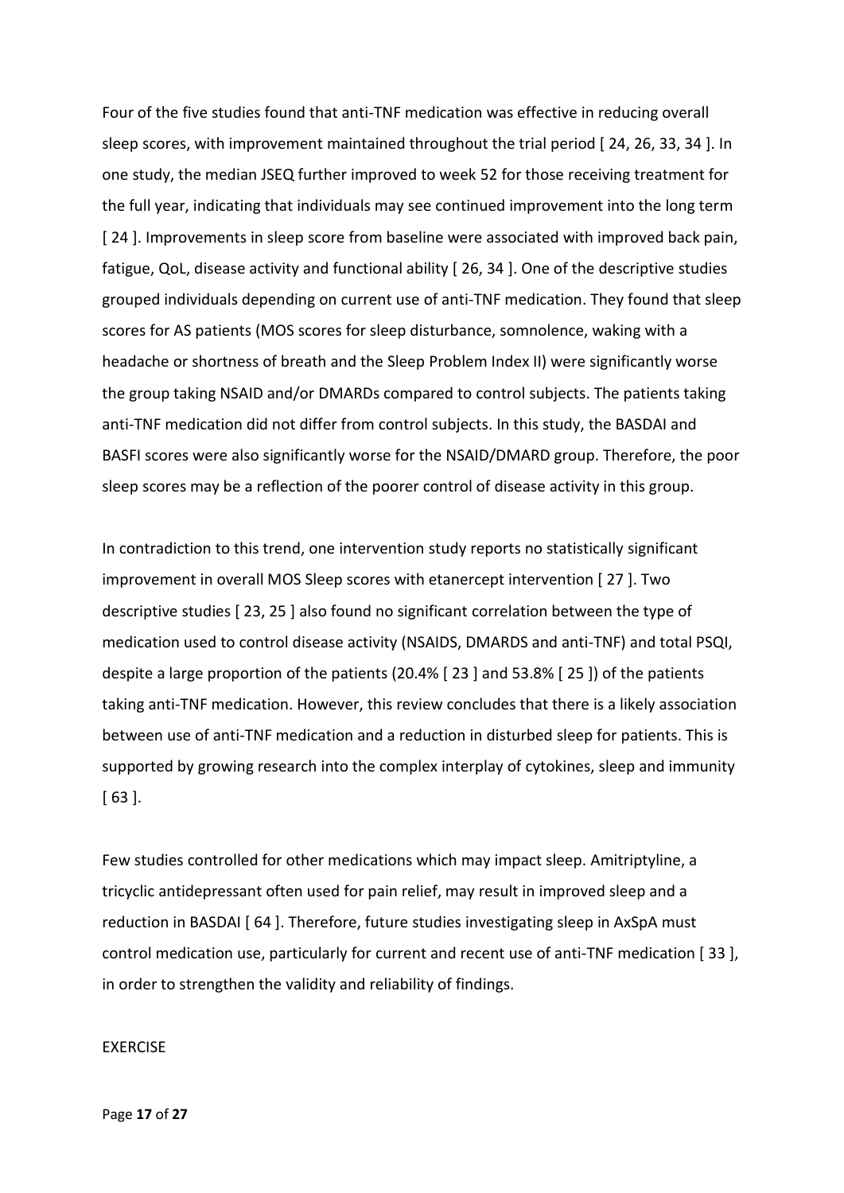Four of the five studies found that anti-TNF medication was effective in reducing overall sleep scores, with improvement maintained throughout the trial period [ 24, 26, 33, 34 ]. In one study, the median JSEQ further improved to week 52 for those receiving treatment for the full year, indicating that individuals may see continued improvement into the long term [ 24 ]. Improvements in sleep score from baseline were associated with improved back pain, fatigue, QoL, disease activity and functional ability [ 26, 34 ]. One of the descriptive studies grouped individuals depending on current use of anti-TNF medication. They found that sleep scores for AS patients (MOS scores for sleep disturbance, somnolence, waking with a headache or shortness of breath and the Sleep Problem Index II) were significantly worse the group taking NSAID and/or DMARDs compared to control subjects. The patients taking anti-TNF medication did not differ from control subjects. In this study, the BASDAI and BASFI scores were also significantly worse for the NSAID/DMARD group. Therefore, the poor sleep scores may be a reflection of the poorer control of disease activity in this group.

In contradiction to this trend, one intervention study reports no statistically significant improvement in overall MOS Sleep scores with etanercept intervention [ 27 ]. Two descriptive studies [ 23, 25 ] also found no significant correlation between the type of medication used to control disease activity (NSAIDS, DMARDS and anti-TNF) and total PSQI, despite a large proportion of the patients (20.4% [ 23 ] and 53.8% [ 25 ]) of the patients taking anti-TNF medication. However, this review concludes that there is a likely association between use of anti-TNF medication and a reduction in disturbed sleep for patients. This is supported by growing research into the complex interplay of cytokines, sleep and immunity [ 63 ].

Few studies controlled for other medications which may impact sleep. Amitriptyline, a tricyclic antidepressant often used for pain relief, may result in improved sleep and a reduction in BASDAI [ 64 ]. Therefore, future studies investigating sleep in AxSpA must control medication use, particularly for current and recent use of anti-TNF medication [ 33 ], in order to strengthen the validity and reliability of findings.

## EXERCISE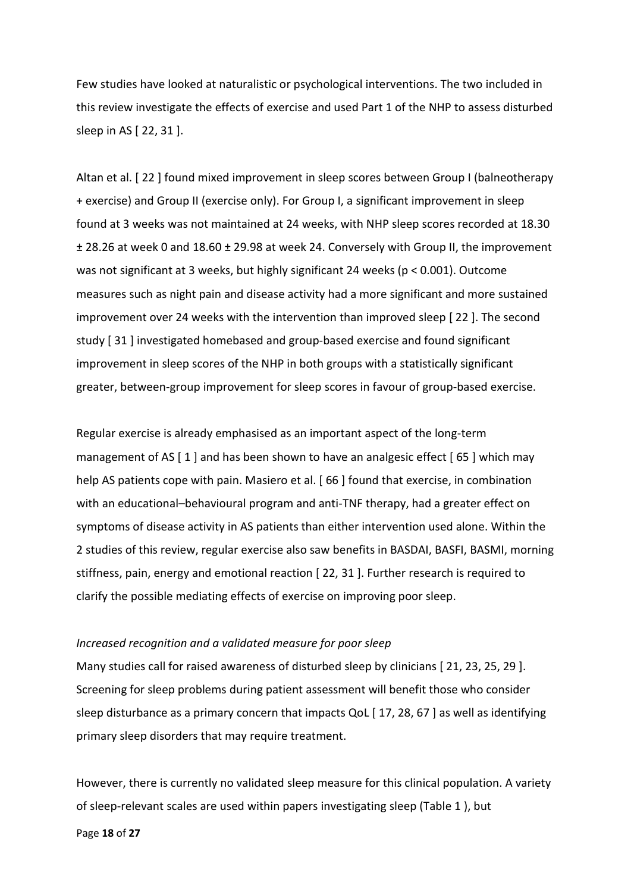Few studies have looked at naturalistic or psychological interventions. The two included in this review investigate the effects of exercise and used Part 1 of the NHP to assess disturbed sleep in AS [ 22, 31 ].

Altan et al. [ 22 ] found mixed improvement in sleep scores between Group I (balneotherapy + exercise) and Group II (exercise only). For Group I, a significant improvement in sleep found at 3 weeks was not maintained at 24 weeks, with NHP sleep scores recorded at 18.30 ± 28.26 at week 0 and 18.60 ± 29.98 at week 24. Conversely with Group II, the improvement was not significant at 3 weeks, but highly significant 24 weeks ($p < 0.001$). Outcome measures such as night pain and disease activity had a more significant and more sustained improvement over 24 weeks with the intervention than improved sleep [ 22 ]. The second study [ 31 ] investigated homebased and group-based exercise and found significant improvement in sleep scores of the NHP in both groups with a statistically significant greater, between-group improvement for sleep scores in favour of group-based exercise.

Regular exercise is already emphasised as an important aspect of the long-term management of AS [ 1 ] and has been shown to have an analgesic effect [ 65 ] which may help AS patients cope with pain. Masiero et al. [ 66 ] found that exercise, in combination with an educational–behavioural program and anti-TNF therapy, had a greater effect on symptoms of disease activity in AS patients than either intervention used alone. Within the 2 studies of this review, regular exercise also saw benefits in BASDAI, BASFI, BASMI, morning stiffness, pain, energy and emotional reaction [ 22, 31 ]. Further research is required to clarify the possible mediating effects of exercise on improving poor sleep.

*Increased recognition and a validated measure for poor sleep*

Many studies call for raised awareness of disturbed sleep by clinicians [ 21, 23, 25, 29 ]. Screening for sleep problems during patient assessment will benefit those who consider sleep disturbance as a primary concern that impacts QoL [ 17, 28, 67 ] as well as identifying primary sleep disorders that may require treatment.

However, there is currently no validated sleep measure for this clinical population. A variety of sleep-relevant scales are used within papers investigating sleep (Table 1 ), but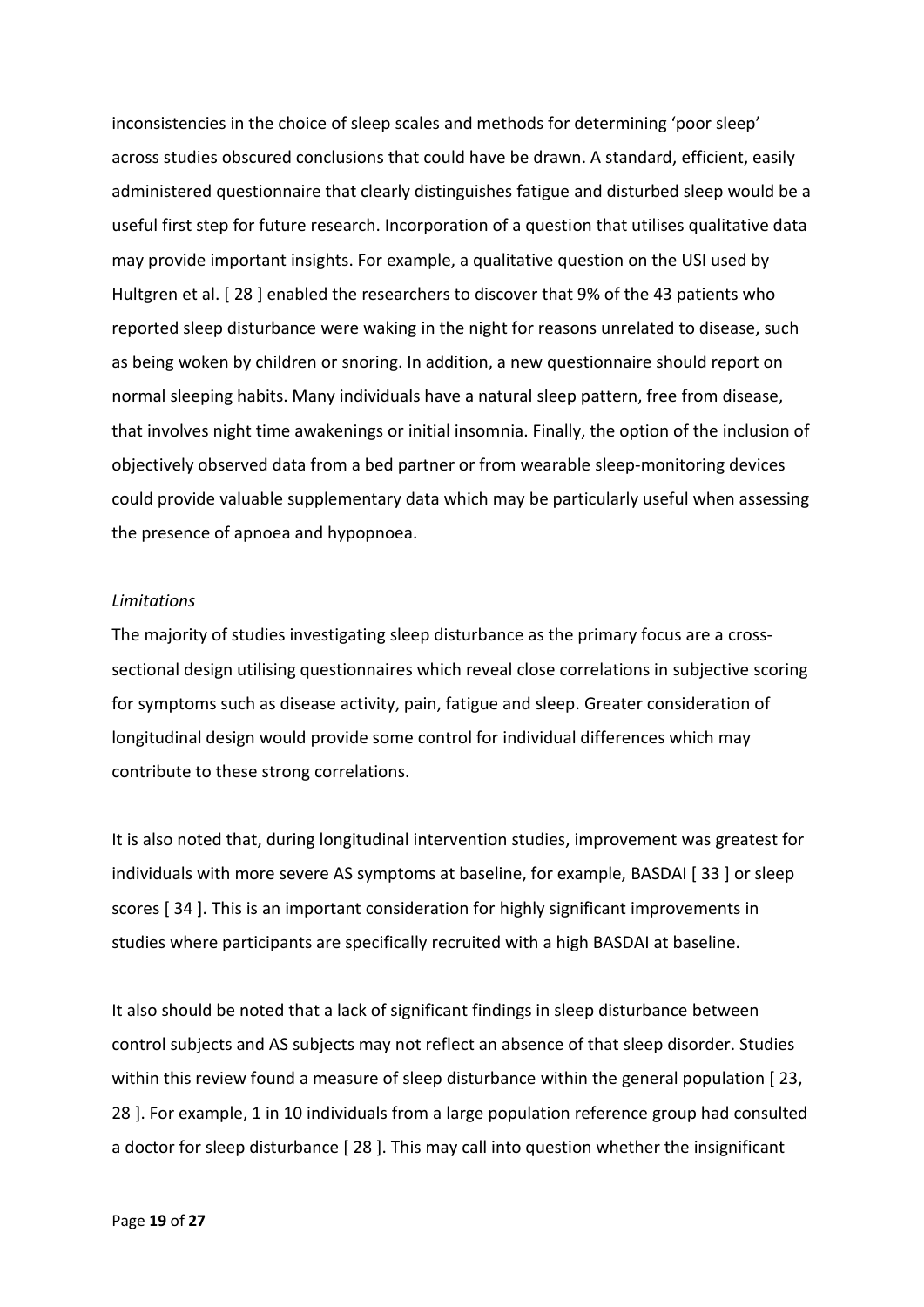inconsistencies in the choice of sleep scales and methods for determining 'poor sleep' across studies obscured conclusions that could have be drawn. A standard, efficient, easily administered questionnaire that clearly distinguishes fatigue and disturbed sleep would be a useful first step for future research. Incorporation of a question that utilises qualitative data may provide important insights. For example, a qualitative question on the USI used by Hultgren et al. [ 28 ] enabled the researchers to discover that 9% of the 43 patients who reported sleep disturbance were waking in the night for reasons unrelated to disease, such as being woken by children or snoring. In addition, a new questionnaire should report on normal sleeping habits. Many individuals have a natural sleep pattern, free from disease, that involves night time awakenings or initial insomnia. Finally, the option of the inclusion of objectively observed data from a bed partner or from wearable sleep-monitoring devices could provide valuable supplementary data which may be particularly useful when assessing the presence of apnoea and hypopnoea.

*Limitations*

The majority of studies investigating sleep disturbance as the primary focus are a cross-sectional design utilising questionnaires which reveal close correlations in subjective scoring for symptoms such as disease activity, pain, fatigue and sleep. Greater consideration of longitudinal design would provide some control for individual differences which may contribute to these strong correlations.

It is also noted that, during longitudinal intervention studies, improvement was greatest for individuals with more severe AS symptoms at baseline, for example, BASDAI [ 33 ] or sleep scores [ 34 ]. This is an important consideration for highly significant improvements in studies where participants are specifically recruited with a high BASDAI at baseline.

It also should be noted that a lack of significant findings in sleep disturbance between control subjects and AS subjects may not reflect an absence of that sleep disorder. Studies within this review found a measure of sleep disturbance within the general population [ 23, 28 ]. For example, 1 in 10 individuals from a large population reference group had consulted a doctor for sleep disturbance [ 28 ]. This may call into question whether the insignificant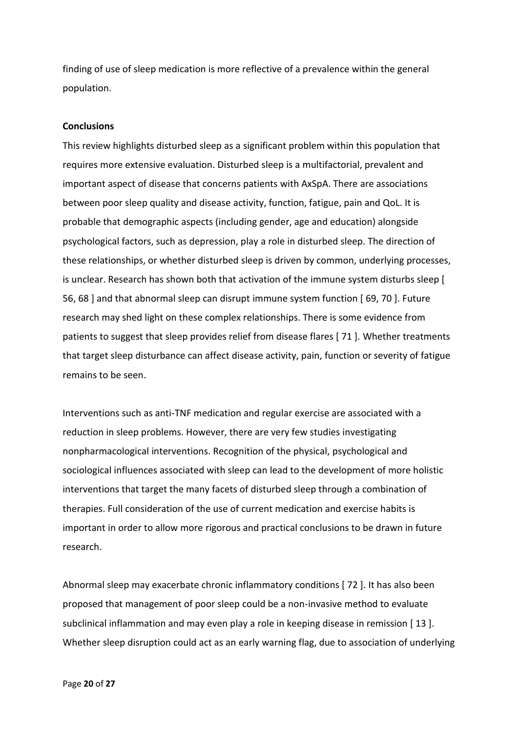finding of use of sleep medication is more reflective of a prevalence within the general population.

**Conclusions**

This review highlights disturbed sleep as a significant problem within this population that requires more extensive evaluation. Disturbed sleep is a multifactorial, prevalent and important aspect of disease that concerns patients with AxSpA. There are associations between poor sleep quality and disease activity, function, fatigue, pain and QoL. It is probable that demographic aspects (including gender, age and education) alongside psychological factors, such as depression, play a role in disturbed sleep. The direction of these relationships, or whether disturbed sleep is driven by common, underlying processes, is unclear. Research has shown both that activation of the immune system disturbs sleep [ 56, 68 ] and that abnormal sleep can disrupt immune system function [ 69, 70 ]. Future research may shed light on these complex relationships. There is some evidence from patients to suggest that sleep provides relief from disease flares [ 71 ]. Whether treatments that target sleep disturbance can affect disease activity, pain, function or severity of fatigue remains to be seen.

Interventions such as anti-TNF medication and regular exercise are associated with a reduction in sleep problems. However, there are very few studies investigating nonpharmacological interventions. Recognition of the physical, psychological and sociological influences associated with sleep can lead to the development of more holistic interventions that target the many facets of disturbed sleep through a combination of therapies. Full consideration of the use of current medication and exercise habits is important in order to allow more rigorous and practical conclusions to be drawn in future research.

Abnormal sleep may exacerbate chronic inflammatory conditions [ 72 ]. It has also been proposed that management of poor sleep could be a non-invasive method to evaluate subclinical inflammation and may even play a role in keeping disease in remission [ 13 ]. Whether sleep disruption could act as an early warning flag, due to association of underlying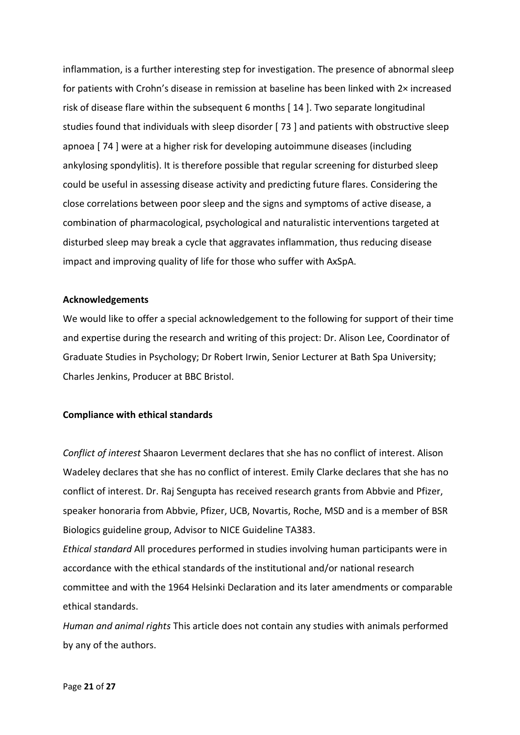inflammation, is a further interesting step for investigation. The presence of abnormal sleep for patients with Crohn's disease in remission at baseline has been linked with 2× increased risk of disease flare within the subsequent 6 months [ 14 ]. Two separate longitudinal studies found that individuals with sleep disorder [ 73 ] and patients with obstructive sleep apnoea [ 74 ] were at a higher risk for developing autoimmune diseases (including ankylosing spondylitis). It is therefore possible that regular screening for disturbed sleep could be useful in assessing disease activity and predicting future flares. Considering the close correlations between poor sleep and the signs and symptoms of active disease, a combination of pharmacological, psychological and naturalistic interventions targeted at disturbed sleep may break a cycle that aggravates inflammation, thus reducing disease impact and improving quality of life for those who suffer with AxSpA.

**Acknowledgements**

We would like to offer a special acknowledgement to the following for support of their time and expertise during the research and writing of this project: Dr. Alison Lee, Coordinator of Graduate Studies in Psychology; Dr Robert Irwin, Senior Lecturer at Bath Spa University; Charles Jenkins, Producer at BBC Bristol.

**Compliance with ethical standards**

*Conflict of interest* Shaaron Leverment declares that she has no conflict of interest. Alison Wadeley declares that she has no conflict of interest. Emily Clarke declares that she has no conflict of interest. Dr. Raj Sengupta has received research grants from Abbvie and Pfizer, speaker honoraria from Abbvie, Pfizer, UCB, Novartis, Roche, MSD and is a member of BSR Biologics guideline group, Advisor to NICE Guideline TA383.

*Ethical standard* All procedures performed in studies involving human participants were in accordance with the ethical standards of the institutional and/or national research committee and with the 1964 Helsinki Declaration and its later amendments or comparable ethical standards.

*Human and animal rights* This article does not contain any studies with animals performed by any of the authors.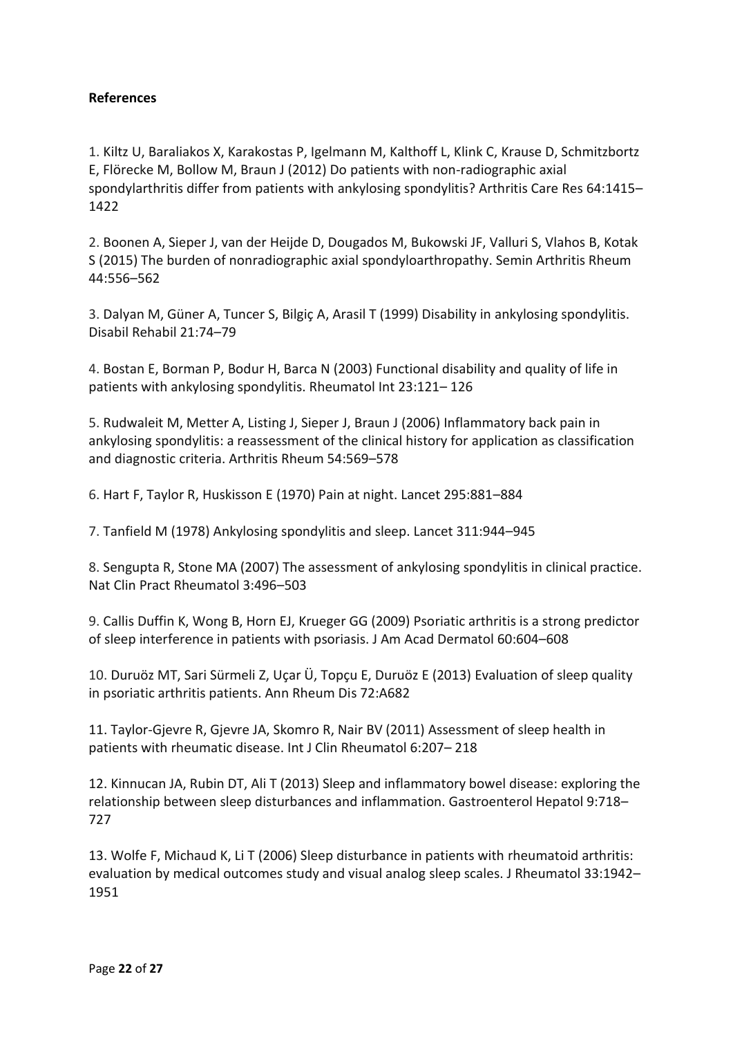**References**

1. Kiltz U, Baraliakos X, Karakostas P, Igelmann M, Kalthoff L, Klink C, Krause D, Schmitzbortz E, Flörecke M, Bollow M, Braun J (2012) Do patients with non-radiographic axial spondylarthritis differ from patients with ankylosing spondylitis? Arthritis Care Res 64:1415–1422

2. Boonen A, Sieper J, van der Heijde D, Dougados M, Bukowski JF, Valluri S, Vlahos B, Kotak S (2015) The burden of nonradiographic axial spondyloarthropathy. Semin Arthritis Rheum 44:556–562

3. Dalyan M, Güner A, Tuncer S, Bilgiç A, Arasil T (1999) Disability in ankylosing spondylitis. Disabil Rehabil 21:74–79

4. Bostan E, Borman P, Bodur H, Barca N (2003) Functional disability and quality of life in patients with ankylosing spondylitis. Rheumatol Int 23:121– 126

5. Rudwaleit M, Metter A, Listing J, Sieper J, Braun J (2006) Inflammatory back pain in ankylosing spondylitis: a reassessment of the clinical history for application as classification and diagnostic criteria. Arthritis Rheum 54:569–578

6. Hart F, Taylor R, Huskisson E (1970) Pain at night. Lancet 295:881–884

7. Tanfield M (1978) Ankylosing spondylitis and sleep. Lancet 311:944–945

8. Sengupta R, Stone MA (2007) The assessment of ankylosing spondylitis in clinical practice. Nat Clin Pract Rheumatol 3:496–503

9. Callis Duffin K, Wong B, Horn EJ, Krueger GG (2009) Psoriatic arthritis is a strong predictor of sleep interference in patients with psoriasis. J Am Acad Dermatol 60:604–608

10. Duruöz MT, Sari Sürmeli Z, Uçar Ü, Topçu E, Duruöz E (2013) Evaluation of sleep quality in psoriatic arthritis patients. Ann Rheum Dis 72:A682

11. Taylor-Gjevre R, Gjevre JA, Skomro R, Nair BV (2011) Assessment of sleep health in patients with rheumatic disease. Int J Clin Rheumatol 6:207– 218

12. Kinnucan JA, Rubin DT, Ali T (2013) Sleep and inflammatory bowel disease: exploring the relationship between sleep disturbances and inflammation. Gastroenterol Hepatol 9:718–727

13. Wolfe F, Michaud K, Li T (2006) Sleep disturbance in patients with rheumatoid arthritis: evaluation by medical outcomes study and visual analog sleep scales. J Rheumatol 33:1942–1951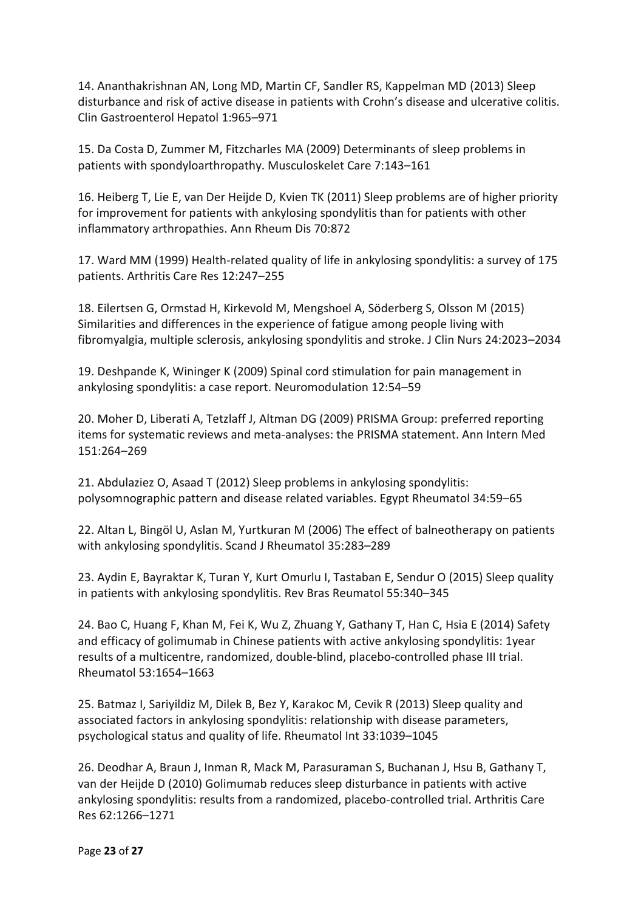14. Ananthakrishnan AN, Long MD, Martin CF, Sandler RS, Kappelman MD (2013) Sleep disturbance and risk of active disease in patients with Crohn's disease and ulcerative colitis. Clin Gastroenterol Hepatol 1:965–971

15. Da Costa D, Zummer M, Fitzcharles MA (2009) Determinants of sleep problems in patients with spondyloarthropathy. Musculoskelet Care 7:143–161

16. Heiberg T, Lie E, van Der Heijde D, Kvien TK (2011) Sleep problems are of higher priority for improvement for patients with ankylosing spondylitis than for patients with other inflammatory arthropathies. Ann Rheum Dis 70:872

17. Ward MM (1999) Health-related quality of life in ankylosing spondylitis: a survey of 175 patients. Arthritis Care Res 12:247–255

18. Eilertsen G, Ormstad H, Kirkevold M, Mengshoel A, Söderberg S, Olsson M (2015) Similarities and differences in the experience of fatigue among people living with fibromyalgia, multiple sclerosis, ankylosing spondylitis and stroke. J Clin Nurs 24:2023–2034

19. Deshpande K, Wininger K (2009) Spinal cord stimulation for pain management in ankylosing spondylitis: a case report. Neuromodulation 12:54–59

20. Moher D, Liberati A, Tetzlaff J, Altman DG (2009) PRISMA Group: preferred reporting items for systematic reviews and meta-analyses: the PRISMA statement. Ann Intern Med 151:264–269

21. Abdulaziez O, Asaad T (2012) Sleep problems in ankylosing spondylitis: polysomnographic pattern and disease related variables. Egypt Rheumatol 34:59–65

22. Altan L, Bingöl U, Aslan M, Yurtkuran M (2006) The effect of balneotherapy on patients with ankylosing spondylitis. Scand J Rheumatol 35:283–289

23. Aydin E, Bayraktar K, Turan Y, Kurt Omurlu I, Tastaban E, Sendur O (2015) Sleep quality in patients with ankylosing spondylitis. Rev Bras Reumatol 55:340–345

24. Bao C, Huang F, Khan M, Fei K, Wu Z, Zhuang Y, Gathany T, Han C, Hsia E (2014) Safety and efficacy of golimumab in Chinese patients with active ankylosing spondylitis: 1year results of a multicentre, randomized, double-blind, placebo-controlled phase III trial. Rheumatol 53:1654–1663

25. Batmaz I, Sariyildiz M, Dilek B, Bez Y, Karakoc M, Cevik R (2013) Sleep quality and associated factors in ankylosing spondylitis: relationship with disease parameters, psychological status and quality of life. Rheumatol Int 33:1039–1045

26. Deodhar A, Braun J, Inman R, Mack M, Parasuraman S, Buchanan J, Hsu B, Gathany T, van der Heijde D (2010) Golimumab reduces sleep disturbance in patients with active ankylosing spondylitis: results from a randomized, placebo-controlled trial. Arthritis Care Res 62:1266–1271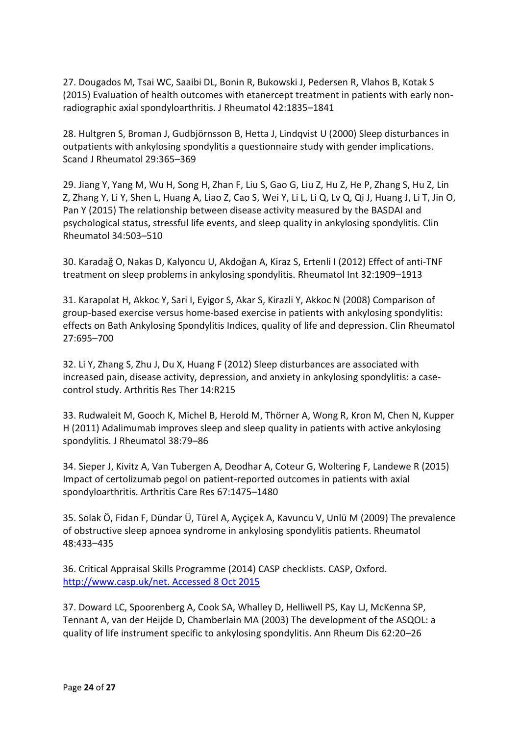27. Dougados M, Tsai WC, Saaibi DL, Bonin R, Bukowski J, Pedersen R, Vlahos B, Kotak S (2015) Evaluation of health outcomes with etanercept treatment in patients with early non-radiographic axial spondyloarthritis. J Rheumatol 42:1835–1841

28. Hultgren S, Broman J, Gudbjörnsson B, Hetta J, Lindqvist U (2000) Sleep disturbances in outpatients with ankylosing spondylitis a questionnaire study with gender implications. Scand J Rheumatol 29:365–369

29. Jiang Y, Yang M, Wu H, Song H, Zhan F, Liu S, Gao G, Liu Z, Hu Z, He P, Zhang S, Hu Z, Lin Z, Zhang Y, Li Y, Shen L, Huang A, Liao Z, Cao S, Wei Y, Li L, Li Q, Lv Q, Qi J, Huang J, Li T, Jin O, Pan Y (2015) The relationship between disease activity measured by the BASDAI and psychological status, stressful life events, and sleep quality in ankylosing spondylitis. Clin Rheumatol 34:503–510

30. Karadağ O, Nakas D, Kalyoncu U, Akdoğan A, Kiraz S, Ertenli I (2012) Effect of anti-TNF treatment on sleep problems in ankylosing spondylitis. Rheumatol Int 32:1909–1913

31. Karapolat H, Akkoc Y, Sari I, Eyigor S, Akar S, Kirazli Y, Akkoc N (2008) Comparison of group-based exercise versus home-based exercise in patients with ankylosing spondylitis: effects on Bath Ankylosing Spondylitis Indices, quality of life and depression. Clin Rheumatol 27:695–700

32. Li Y, Zhang S, Zhu J, Du X, Huang F (2012) Sleep disturbances are associated with increased pain, disease activity, depression, and anxiety in ankylosing spondylitis: a case-control study. Arthritis Res Ther 14:R215

33. Rudwaleit M, Gooch K, Michel B, Herold M, Thörner A, Wong R, Kron M, Chen N, Kupper H (2011) Adalimumab improves sleep and sleep quality in patients with active ankylosing spondylitis. J Rheumatol 38:79–86

34. Sieper J, Kivitz A, Van Tubergen A, Deodhar A, Coteur G, Woltering F, Landewe R (2015) Impact of certolizumab pegol on patient-reported outcomes in patients with axial spondyloarthritis. Arthritis Care Res 67:1475–1480

35. Solak Ö, Fidan F, Dündar Ü, Türel A, Ayçiçek A, Kavuncu V, Unlü M (2009) The prevalence of obstructive sleep apnoea syndrome in ankylosing spondylitis patients. Rheumatol 48:433–435

36. Critical Appraisal Skills Programme (2014) CASP checklists. CASP, Oxford. http://www.casp.uk/net. Accessed 8 Oct 2015

37. Doward LC, Spoorenberg A, Cook SA, Whalley D, Helliwell PS, Kay LJ, McKenna SP, Tennant A, van der Heijde D, Chamberlain MA (2003) The development of the ASQOL: a quality of life instrument specific to ankylosing spondylitis. Ann Rheum Dis 62:20–26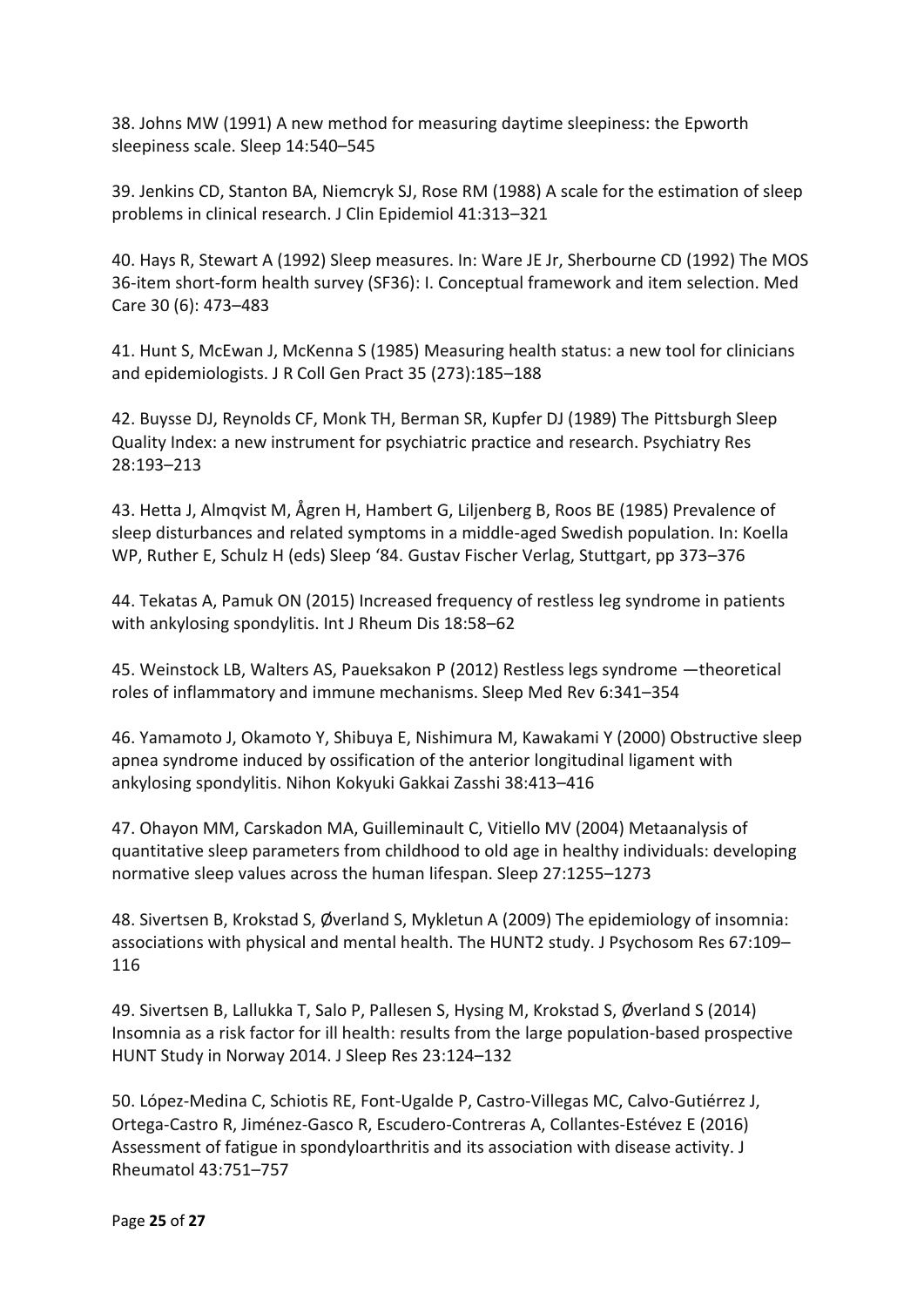38. Johns MW (1991) A new method for measuring daytime sleepiness: the Epworth sleepiness scale. Sleep 14:540–545

39. Jenkins CD, Stanton BA, Niemcryk SJ, Rose RM (1988) A scale for the estimation of sleep problems in clinical research. J Clin Epidemiol 41:313–321

40. Hays R, Stewart A (1992) Sleep measures. In: Ware JE Jr, Sherbourne CD (1992) The MOS 36-item short-form health survey (SF36): I. Conceptual framework and item selection. Med Care 30 (6): 473–483

41. Hunt S, McEwan J, McKenna S (1985) Measuring health status: a new tool for clinicians and epidemiologists. J R Coll Gen Pract 35 (273):185–188

42. Buysse DJ, Reynolds CF, Monk TH, Berman SR, Kupfer DJ (1989) The Pittsburgh Sleep Quality Index: a new instrument for psychiatric practice and research. Psychiatry Res 28:193–213

43. Hetta J, Almqvist M, Ågren H, Hambert G, Liljenberg B, Roos BE (1985) Prevalence of sleep disturbances and related symptoms in a middle-aged Swedish population. In: Koella WP, Ruther E, Schulz H (eds) Sleep '84. Gustav Fischer Verlag, Stuttgart, pp 373–376

44. Tekatas A, Pamuk ON (2015) Increased frequency of restless leg syndrome in patients with ankylosing spondylitis. Int J Rheum Dis 18:58–62

45. Weinstock LB, Walters AS, Paueksakon P (2012) Restless legs syndrome —theoretical roles of inflammatory and immune mechanisms. Sleep Med Rev 6:341–354

46. Yamamoto J, Okamoto Y, Shibuya E, Nishimura M, Kawakami Y (2000) Obstructive sleep apnea syndrome induced by ossification of the anterior longitudinal ligament with ankylosing spondylitis. Nihon Kokyuki Gakkai Zasshi 38:413–416

47. Ohayon MM, Carskadon MA, Guilleminault C, Vitiello MV (2004) Metaanalysis of quantitative sleep parameters from childhood to old age in healthy individuals: developing normative sleep values across the human lifespan. Sleep 27:1255–1273

48. Sivertsen B, Krokstad S, Øverland S, Mykletun A (2009) The epidemiology of insomnia: associations with physical and mental health. The HUNT2 study. J Psychosom Res 67:109–116

49. Sivertsen B, Lallukka T, Salo P, Pallesen S, Hysing M, Krokstad S, Øverland S (2014) Insomnia as a risk factor for ill health: results from the large population-based prospective HUNT Study in Norway 2014. J Sleep Res 23:124–132

50. López-Medina C, Schiotis RE, Font-Ugalde P, Castro-Villegas MC, Calvo-Gutiérrez J, Ortega-Castro R, Jiménez-Gasco R, Escudero-Contreras A, Collantes-Estévez E (2016) Assessment of fatigue in spondyloarthritis and its association with disease activity. J Rheumatol 43:751–757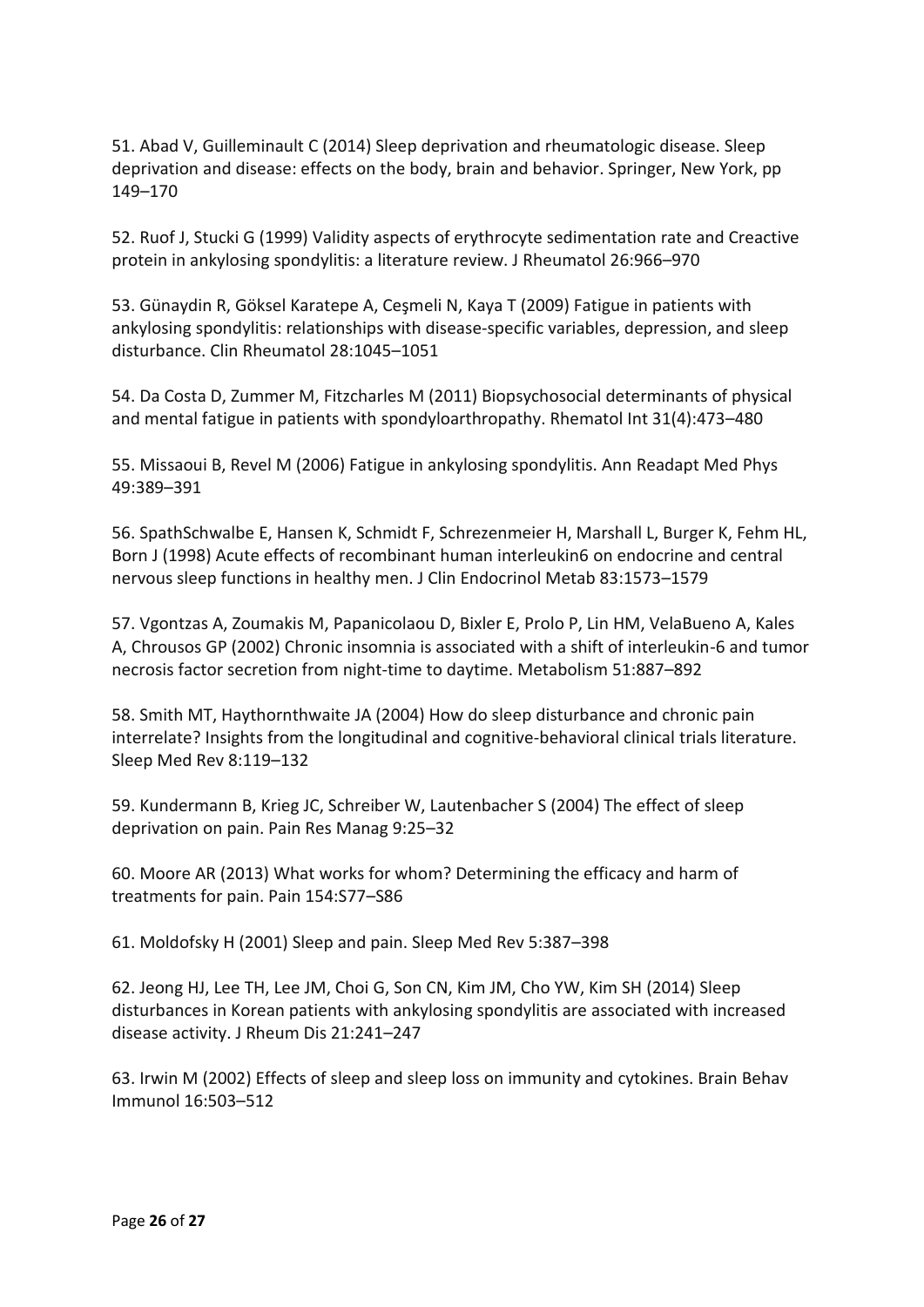51. Abad V, Guilleminault C (2014) Sleep deprivation and rheumatologic disease. Sleep deprivation and disease: effects on the body, brain and behavior. Springer, New York, pp 149–170

52. Ruof J, Stucki G (1999) Validity aspects of erythrocyte sedimentation rate and Creactive protein in ankylosing spondylitis: a literature review. J Rheumatol 26:966–970

53. Günaydin R, Göksel Karatepe A, Ceşmeli N, Kaya T (2009) Fatigue in patients with ankylosing spondylitis: relationships with disease-specific variables, depression, and sleep disturbance. Clin Rheumatol 28:1045–1051

54. Da Costa D, Zummer M, Fitzcharles M (2011) Biopsychosocial determinants of physical and mental fatigue in patients with spondyloarthropathy. Rhematol Int 31(4):473–480

55. Missaoui B, Revel M (2006) Fatigue in ankylosing spondylitis. Ann Readapt Med Phys 49:389–391

56. SpathSchwalbe E, Hansen K, Schmidt F, Schrezenmeier H, Marshall L, Burger K, Fehm HL, Born J (1998) Acute effects of recombinant human interleukin6 on endocrine and central nervous sleep functions in healthy men. J Clin Endocrinol Metab 83:1573–1579

57. Vgontzas A, Zoumakis M, Papanicolaou D, Bixler E, Prolo P, Lin HM, VelaBueno A, Kales A, Chrousos GP (2002) Chronic insomnia is associated with a shift of interleukin-6 and tumor necrosis factor secretion from night-time to daytime. Metabolism 51:887–892

58. Smith MT, Haythornthwaite JA (2004) How do sleep disturbance and chronic pain interrelate? Insights from the longitudinal and cognitive-behavioral clinical trials literature. Sleep Med Rev 8:119–132

59. Kundermann B, Krieg JC, Schreiber W, Lautenbacher S (2004) The effect of sleep deprivation on pain. Pain Res Manag 9:25–32

60. Moore AR (2013) What works for whom? Determining the efficacy and harm of treatments for pain. Pain 154:S77–S86

61. Moldofsky H (2001) Sleep and pain. Sleep Med Rev 5:387–398

62. Jeong HJ, Lee TH, Lee JM, Choi G, Son CN, Kim JM, Cho YW, Kim SH (2014) Sleep disturbances in Korean patients with ankylosing spondylitis are associated with increased disease activity. J Rheum Dis 21:241–247

63. Irwin M (2002) Effects of sleep and sleep loss on immunity and cytokines. Brain Behav Immunol 16:503–512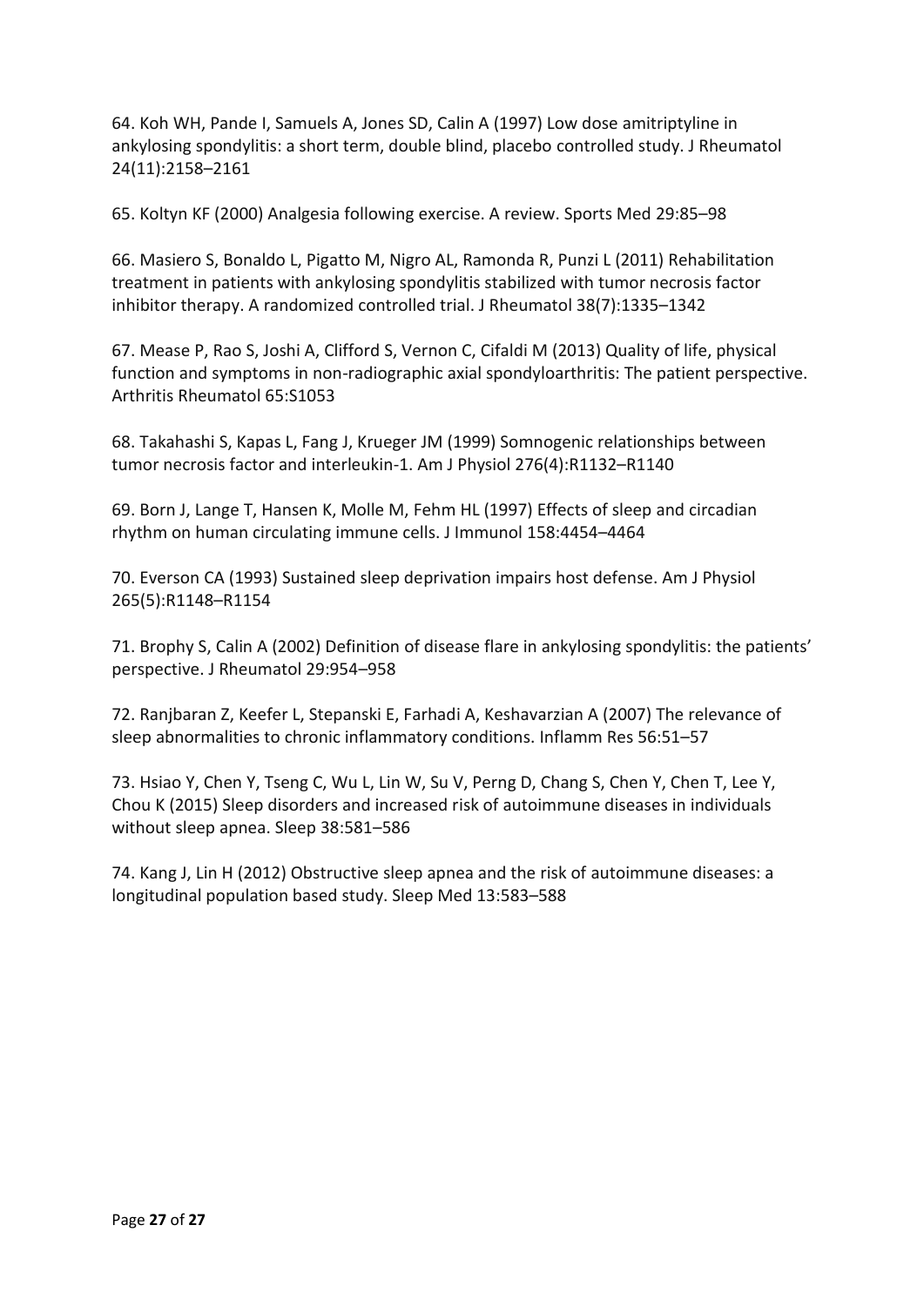64. Koh WH, Pande I, Samuels A, Jones SD, Calin A (1997) Low dose amitriptyline in ankylosing spondylitis: a short term, double blind, placebo controlled study. J Rheumatol 24(11):2158–2161

65. Koltyn KF (2000) Analgesia following exercise. A review. Sports Med 29:85–98

66. Masiero S, Bonaldo L, Pigatto M, Nigro AL, Ramonda R, Punzi L (2011) Rehabilitation treatment in patients with ankylosing spondylitis stabilized with tumor necrosis factor inhibitor therapy. A randomized controlled trial. J Rheumatol 38(7):1335–1342

67. Mease P, Rao S, Joshi A, Clifford S, Vernon C, Cifaldi M (2013) Quality of life, physical function and symptoms in non-radiographic axial spondyloarthritis: The patient perspective. Arthritis Rheumatol 65:S1053

68. Takahashi S, Kapas L, Fang J, Krueger JM (1999) Somnogenic relationships between tumor necrosis factor and interleukin-1. Am J Physiol 276(4):R1132–R1140

69. Born J, Lange T, Hansen K, Molle M, Fehm HL (1997) Effects of sleep and circadian rhythm on human circulating immune cells. J Immunol 158:4454–4464

70. Everson CA (1993) Sustained sleep deprivation impairs host defense. Am J Physiol 265(5):R1148–R1154

71. Brophy S, Calin A (2002) Definition of disease flare in ankylosing spondylitis: the patients' perspective. J Rheumatol 29:954–958

72. Ranjbaran Z, Keefer L, Stepanski E, Farhadi A, Keshavarzian A (2007) The relevance of sleep abnormalities to chronic inflammatory conditions. Inflamm Res 56:51–57

73. Hsiao Y, Chen Y, Tseng C, Wu L, Lin W, Su V, Perng D, Chang S, Chen Y, Chen T, Lee Y, Chou K (2015) Sleep disorders and increased risk of autoimmune diseases in individuals without sleep apnea. Sleep 38:581–586

74. Kang J, Lin H (2012) Obstructive sleep apnea and the risk of autoimmune diseases: a longitudinal population based study. Sleep Med 13:583–588